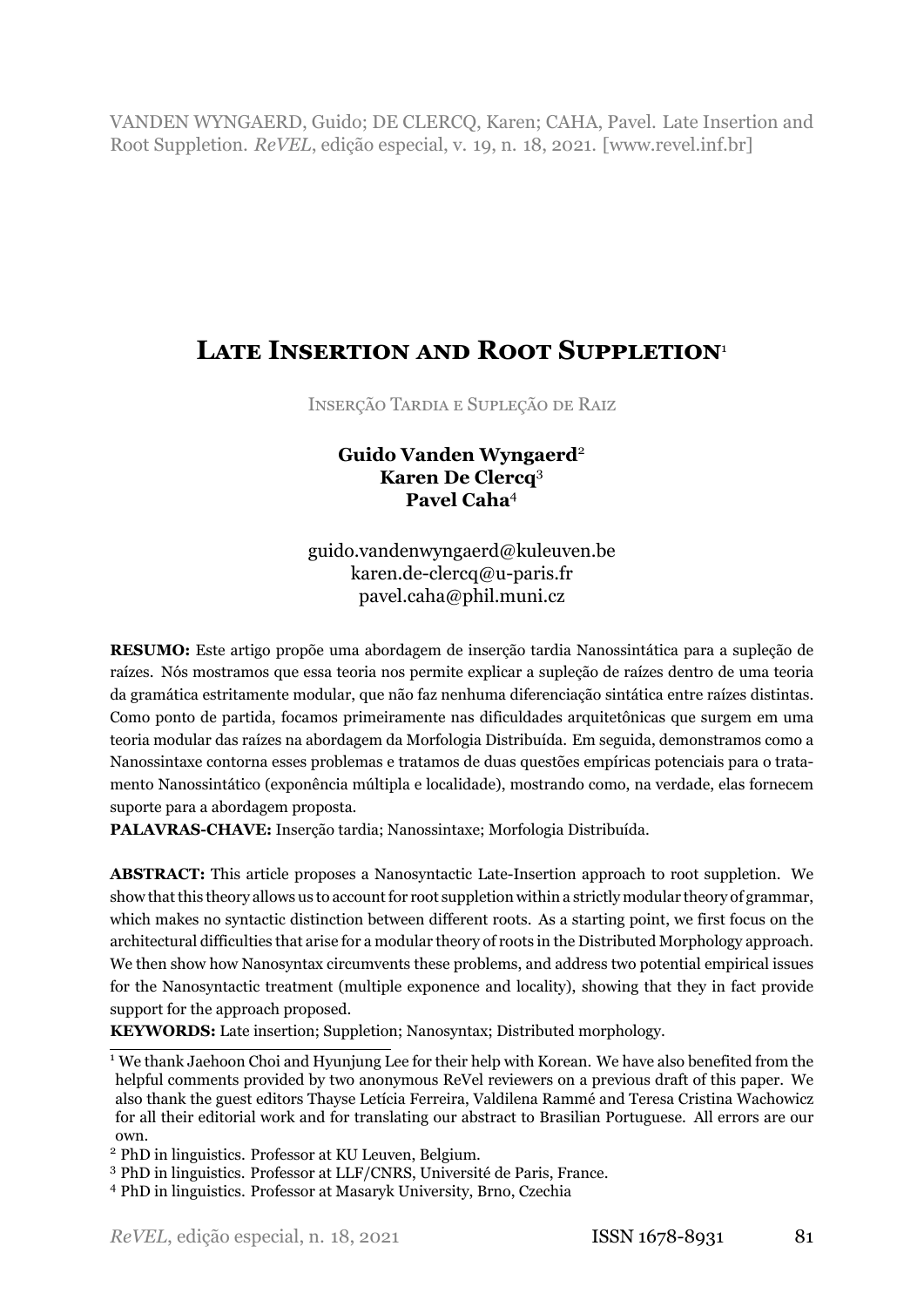VANDEN WYNGAERD, Guido; DE CLERCQ, Karen; CAHA, Pavel. Late Insertion and Root Suppletion. *ReVEL*, edição especial, v. 19, n. 18, 2021. [www.revel.inf.br]

# Late Insertion and Root Suppletion[1]

Inserção Tardia e Supleção de Raiz

**Guido Vanden Wyngaerd**[2]
**Karen De Clercq**[3]
**Pavel Caha**[4]

guido.vandenwyngaerd@kuleuven.be
karen.de-clercq@u-paris.fr
pavel.caha@phil.muni.cz

**RESUMO:** Este artigo propõe uma abordagem de inserção tardia Nanossintática para a supleção de raízes. Nós mostramos que essa teoria nos permite explicar a supleção de raízes dentro de uma teoria da gramática estritamente modular, que não faz nenhuma diferenciação sintática entre raízes distintas. Como ponto de partida, focamos primeiramente nas dificuldades arquitetônicas que surgem em uma teoria modular das raízes na abordagem da Morfologia Distribuída. Em seguida, demonstramos como a Nanossintaxe contorna esses problemas e tratamos de duas questões empíricas potenciais para o tratamento Nanossintático (exponência múltipla e localidade), mostrando como, na verdade, elas fornecem suporte para a abordagem proposta.

**PALAVRAS-CHAVE:** Inserção tardia; Nanossintaxe; Morfologia Distribuída.

**ABSTRACT:** This article proposes a Nanosyntactic Late-Insertion approach to root suppletion. We show that this theory allows us to account for root suppletion within a strictly modular theory of grammar, which makes no syntactic distinction between different roots. As a starting point, we first focus on the architectural difficulties that arise for a modular theory of roots in the Distributed Morphology approach. We then show how Nanosyntax circumvents these problems, and address two potential empirical issues for the Nanosyntactic treatment (multiple exponence and locality), showing that they in fact provide support for the approach proposed.

**KEYWORDS:** Late insertion; Suppletion; Nanosyntax; Distributed morphology.

---

[1] We thank Jaehoon Choi and Hyunjung Lee for their help with Korean. We have also benefited from the helpful comments provided by two anonymous ReVel reviewers on a previous draft of this paper. We also thank the guest editors Thayse Letícia Ferreira, Valdilena Rammé and Teresa Cristina Wachowicz for all their editorial work and for translating our abstract to Brasilian Portuguese. All errors are our own.

[2] PhD in linguistics. Professor at KU Leuven, Belgium.

[3] PhD in linguistics. Professor at LLF/CNRS, Université de Paris, France.

[4] PhD in linguistics. Professor at Masaryk University, Brno, Czechia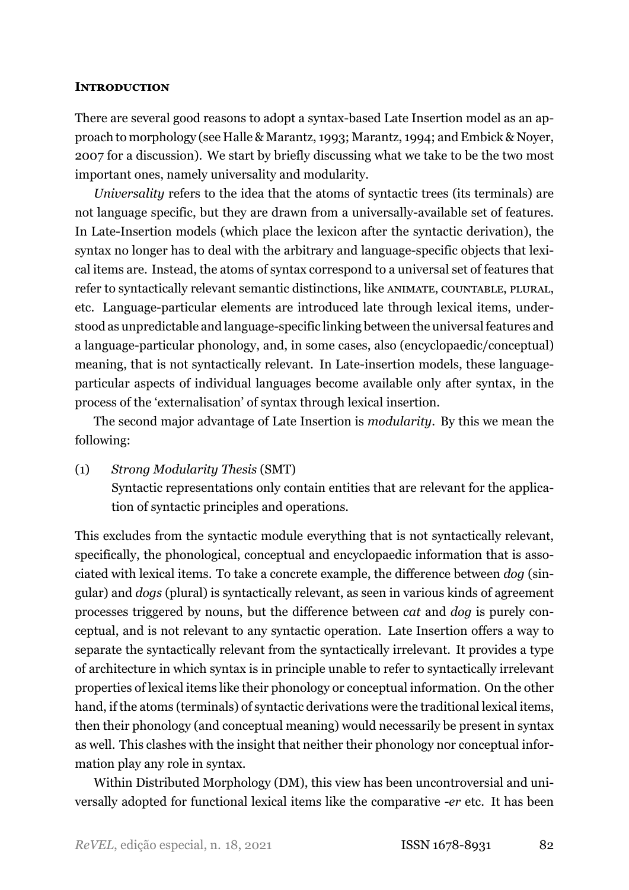## **Introduction**

There are several good reasons to adopt a syntax-based Late Insertion model as an approach to morphology (see Halle & Marantz, 1993; Marantz, 1994; and Embick & Noyer, 2007 for a discussion). We start by briefly discussing what we take to be the two most important ones, namely universality and modularity.

*Universality* refers to the idea that the atoms of syntactic trees (its terminals) are not language specific, but they are drawn from a universally-available set of features. In Late-Insertion models (which place the lexicon after the syntactic derivation), the syntax no longer has to deal with the arbitrary and language-specific objects that lexical items are. Instead, the atoms of syntax correspond to a universal set of features that refer to syntactically relevant semantic distinctions, like ANIMATE, COUNTABLE, PLURAL, etc. Language-particular elements are introduced late through lexical items, understood as unpredictable and language-specific linking between the universal features and a language-particular phonology, and, in some cases, also (encyclopaedic/conceptual) meaning, that is not syntactically relevant. In Late-insertion models, these language-particular aspects of individual languages become available only after syntax, in the process of the 'externalisation' of syntax through lexical insertion.

The second major advantage of Late Insertion is *modularity*. By this we mean the following:

(1) *Strong Modularity Thesis* (SMT)
Syntactic representations only contain entities that are relevant for the application of syntactic principles and operations.

This excludes from the syntactic module everything that is not syntactically relevant, specifically, the phonological, conceptual and encyclopaedic information that is associated with lexical items. To take a concrete example, the difference between *dog* (singular) and *dogs* (plural) is syntactically relevant, as seen in various kinds of agreement processes triggered by nouns, but the difference between *cat* and *dog* is purely conceptual, and is not relevant to any syntactic operation. Late Insertion offers a way to separate the syntactically relevant from the syntactically irrelevant. It provides a type of architecture in which syntax is in principle unable to refer to syntactically irrelevant properties of lexical items like their phonology or conceptual information. On the other hand, if the atoms (terminals) of syntactic derivations were the traditional lexical items, then their phonology (and conceptual meaning) would necessarily be present in syntax as well. This clashes with the insight that neither their phonology nor conceptual information play any role in syntax.

Within Distributed Morphology (DM), this view has been uncontroversial and universally adopted for functional lexical items like the comparative *-er* etc. It has been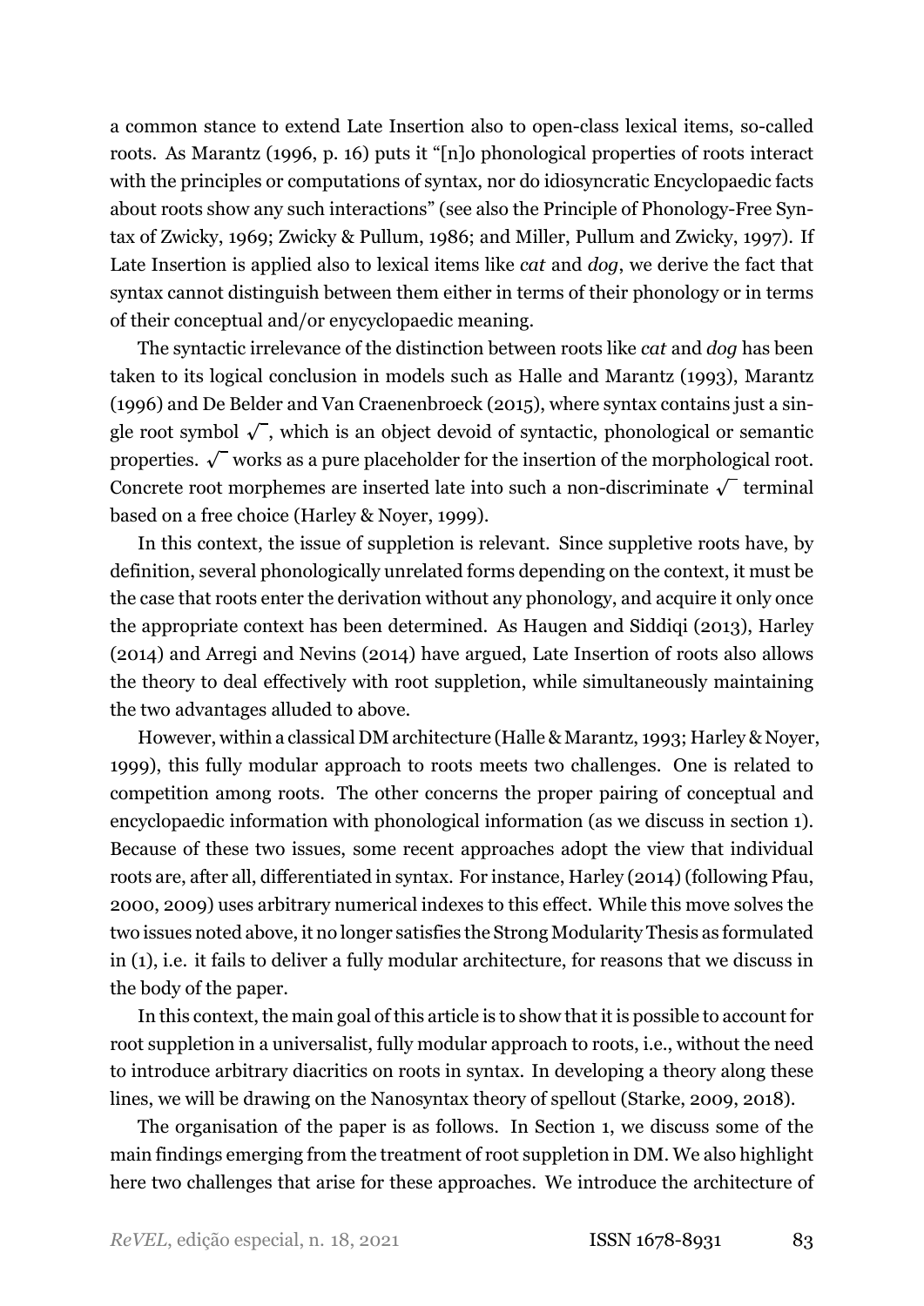a common stance to extend Late Insertion also to open-class lexical items, so-called roots. As Marantz (1996, p. 16) puts it "[n]o phonological properties of roots interact with the principles or computations of syntax, nor do idiosyncratic Encyclopaedic facts about roots show any such interactions" (see also the Principle of Phonology-Free Syntax of Zwicky, 1969; Zwicky & Pullum, 1986; and Miller, Pullum and Zwicky, 1997). If Late Insertion is applied also to lexical items like *cat* and *dog*, we derive the fact that syntax cannot distinguish between them either in terms of their phonology or in terms of their conceptual and/or enycyclopaedic meaning.

The syntactic irrelevance of the distinction between roots like *cat* and *dog* has been taken to its logical conclusion in models such as Halle and Marantz (1993), Marantz (1996) and De Belder and Van Craenenbroeck (2015), where syntax contains just a single root symbol $\sqrt{\ }$, which is an object devoid of syntactic, phonological or semantic properties. $\sqrt{\ }$ works as a pure placeholder for the insertion of the morphological root. Concrete root morphemes are inserted late into such a non-discriminate $\sqrt{\ }$ terminal based on a free choice (Harley & Noyer, 1999).

In this context, the issue of suppletion is relevant. Since suppletive roots have, by definition, several phonologically unrelated forms depending on the context, it must be the case that roots enter the derivation without any phonology, and acquire it only once the appropriate context has been determined. As Haugen and Siddiqi (2013), Harley (2014) and Arregi and Nevins (2014) have argued, Late Insertion of roots also allows the theory to deal effectively with root suppletion, while simultaneously maintaining the two advantages alluded to above.

However, within a classical DM architecture (Halle & Marantz, 1993; Harley & Noyer, 1999), this fully modular approach to roots meets two challenges. One is related to competition among roots. The other concerns the proper pairing of conceptual and encyclopaedic information with phonological information (as we discuss in section 1). Because of these two issues, some recent approaches adopt the view that individual roots are, after all, differentiated in syntax. For instance, Harley (2014) (following Pfau, 2000, 2009) uses arbitrary numerical indexes to this effect. While this move solves the two issues noted above, it no longer satisfies the Strong Modularity Thesis as formulated in (1), i.e. it fails to deliver a fully modular architecture, for reasons that we discuss in the body of the paper.

In this context, the main goal of this article is to show that it is possible to account for root suppletion in a universalist, fully modular approach to roots, i.e., without the need to introduce arbitrary diacritics on roots in syntax. In developing a theory along these lines, we will be drawing on the Nanosyntax theory of spellout (Starke, 2009, 2018).

The organisation of the paper is as follows. In Section 1, we discuss some of the main findings emerging from the treatment of root suppletion in DM. We also highlight here two challenges that arise for these approaches. We introduce the architecture of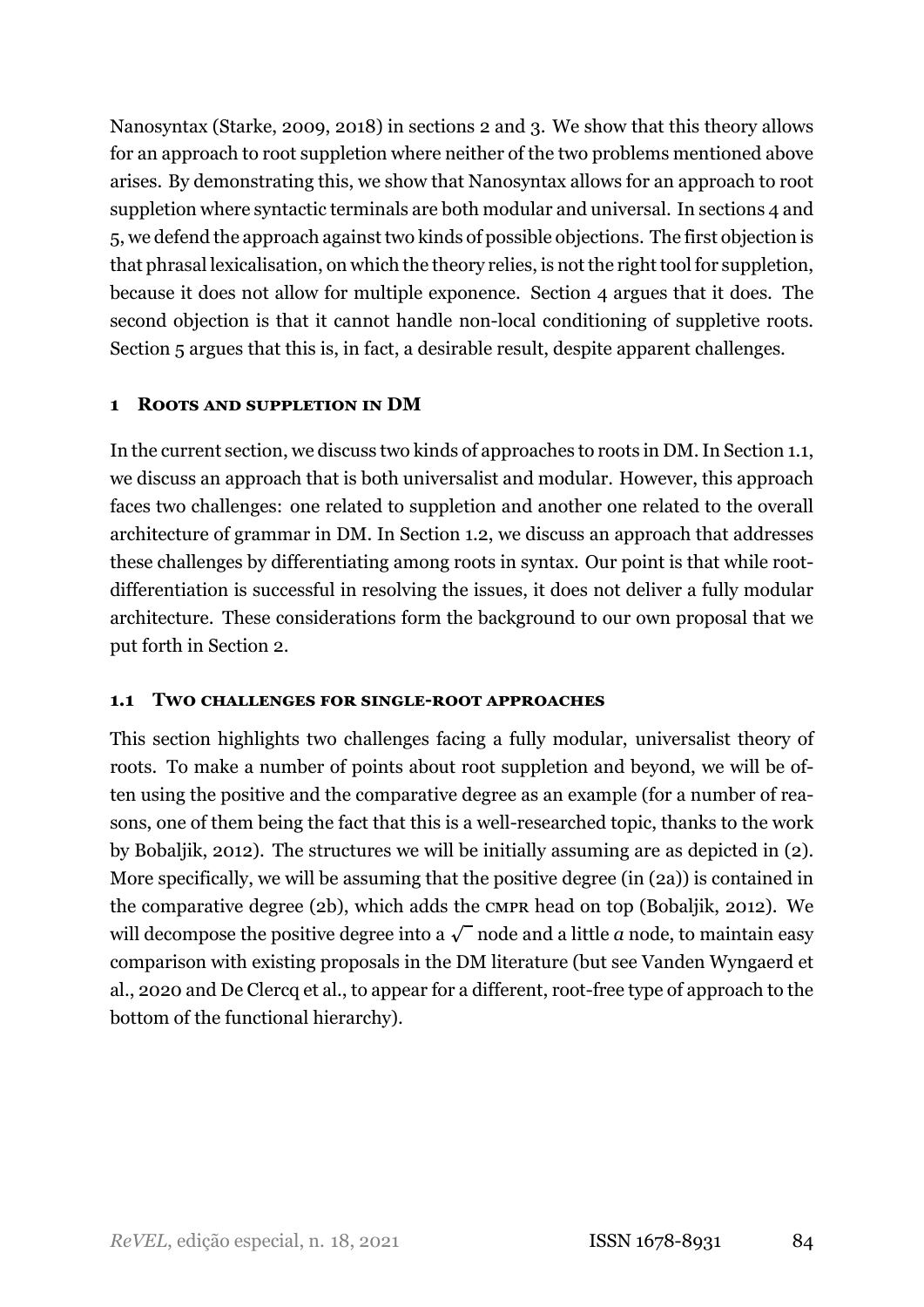Nanosyntax (Starke, 2009, 2018) in sections 2 and 3. We show that this theory allows for an approach to root suppletion where neither of the two problems mentioned above arises. By demonstrating this, we show that Nanosyntax allows for an approach to root suppletion where syntactic terminals are both modular and universal. In sections 4 and 5, we defend the approach against two kinds of possible objections. The first objection is that phrasal lexicalisation, on which the theory relies, is not the right tool for suppletion, because it does not allow for multiple exponence. Section 4 argues that it does. The second objection is that it cannot handle non-local conditioning of suppletive roots. Section 5 argues that this is, in fact, a desirable result, despite apparent challenges.

## 1 Roots and suppletion in DM

In the current section, we discuss two kinds of approaches to roots in DM. In Section 1.1, we discuss an approach that is both universalist and modular. However, this approach faces two challenges: one related to suppletion and another one related to the overall architecture of grammar in DM. In Section 1.2, we discuss an approach that addresses these challenges by differentiating among roots in syntax. Our point is that while root-differentiation is successful in resolving the issues, it does not deliver a fully modular architecture. These considerations form the background to our own proposal that we put forth in Section 2.

### 1.1 Two challenges for single-root approaches

This section highlights two challenges facing a fully modular, universalist theory of roots. To make a number of points about root suppletion and beyond, we will be often using the positive and the comparative degree as an example (for a number of reasons, one of them being the fact that this is a well-researched topic, thanks to the work by Bobaljik, 2012). The structures we will be initially assuming are as depicted in (2). More specifically, we will be assuming that the positive degree (in (2a)) is contained in the comparative degree (2b), which adds the cmpr head on top (Bobaljik, 2012). We will decompose the positive degree into a $\sqrt{\ }$ node and a little *a* node, to maintain easy comparison with existing proposals in the DM literature (but see Vanden Wyngaerd et al., 2020 and De Clercq et al., to appear for a different, root-free type of approach to the bottom of the functional hierarchy).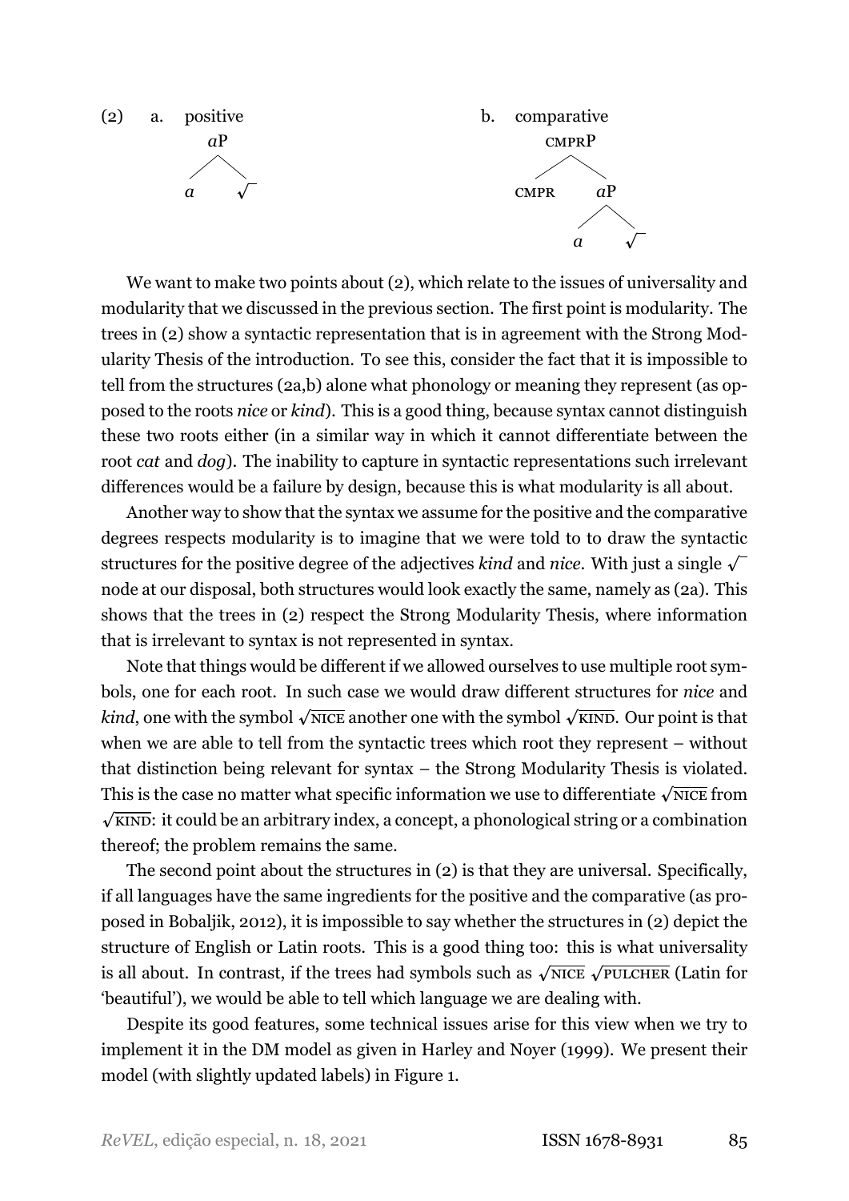(2) a. positive

```
    aP
   /  \
  a    √
```

b. comparative

```
    CMPRP
   /     \
CMPR      aP
         /  \
        a    √
```

We want to make two points about (2), which relate to the issues of universality and modularity that we discussed in the previous section. The first point is modularity. The trees in (2) show a syntactic representation that is in agreement with the Strong Modularity Thesis of the introduction. To see this, consider the fact that it is impossible to tell from the structures (2a,b) alone what phonology or meaning they represent (as opposed to the roots *nice* or *kind*). This is a good thing, because syntax cannot distinguish these two roots either (in a similar way in which it cannot differentiate between the root *cat* and *dog*). The inability to capture in syntactic representations such irrelevant differences would be a failure by design, because this is what modularity is all about.

Another way to show that the syntax we assume for the positive and the comparative degrees respects modularity is to imagine that we were told to to draw the syntactic structures for the positive degree of the adjectives *kind* and *nice*. With just a single $\sqrt{\ }$ node at our disposal, both structures would look exactly the same, namely as (2a). This shows that the trees in (2) respect the Strong Modularity Thesis, where information that is irrelevant to syntax is not represented in syntax.

Note that things would be different if we allowed ourselves to use multiple root symbols, one for each root. In such case we would draw different structures for *nice* and *kind*, one with the symbol $\sqrt{\text{NICE}}$ another one with the symbol $\sqrt{\text{KIND}}$. Our point is that when we are able to tell from the syntactic trees which root they represent – without that distinction being relevant for syntax – the Strong Modularity Thesis is violated. This is the case no matter what specific information we use to differentiate $\sqrt{\text{NICE}}$ from $\sqrt{\text{KIND}}$: it could be an arbitrary index, a concept, a phonological string or a combination thereof; the problem remains the same.

The second point about the structures in (2) is that they are universal. Specifically, if all languages have the same ingredients for the positive and the comparative (as proposed in Bobaljik, 2012), it is impossible to say whether the structures in (2) depict the structure of English or Latin roots. This is a good thing too: this is what universality is all about. In contrast, if the trees had symbols such as $\sqrt{\text{NICE}}$ $\sqrt{\text{PULCHER}}$ (Latin for 'beautiful'), we would be able to tell which language we are dealing with.

Despite its good features, some technical issues arise for this view when we try to implement it in the DM model as given in Harley and Noyer (1999). We present their model (with slightly updated labels) in Figure 1.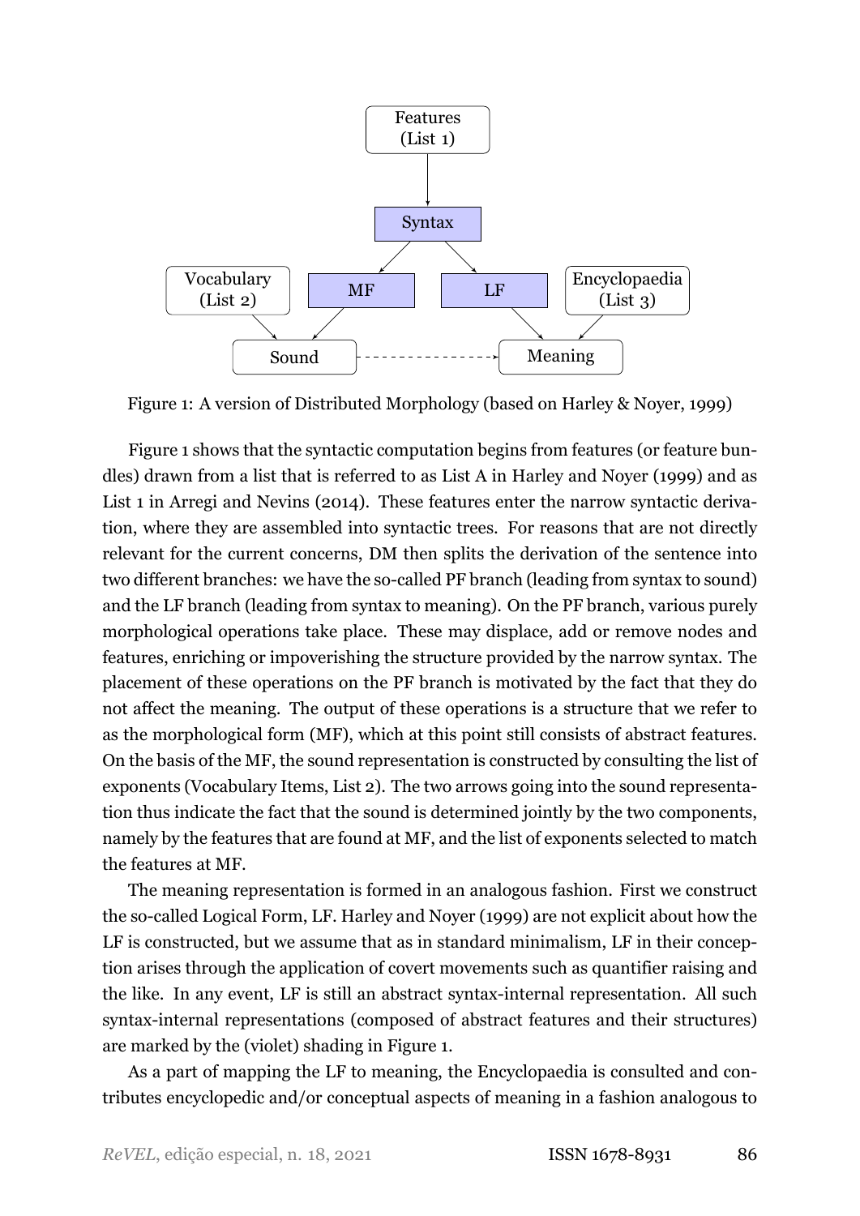Figure 1: A version of Distributed Morphology (based on Harley & Noyer, 1999)

Figure 1 shows that the syntactic computation begins from features (or feature bundles) drawn from a list that is referred to as List A in Harley and Noyer (1999) and as List 1 in Arregi and Nevins (2014). These features enter the narrow syntactic derivation, where they are assembled into syntactic trees. For reasons that are not directly relevant for the current concerns, DM then splits the derivation of the sentence into two different branches: we have the so-called PF branch (leading from syntax to sound) and the LF branch (leading from syntax to meaning). On the PF branch, various purely morphological operations take place. These may displace, add or remove nodes and features, enriching or impoverishing the structure provided by the narrow syntax. The placement of these operations on the PF branch is motivated by the fact that they do not affect the meaning. The output of these operations is a structure that we refer to as the morphological form (MF), which at this point still consists of abstract features. On the basis of the MF, the sound representation is constructed by consulting the list of exponents (Vocabulary Items, List 2). The two arrows going into the sound representation thus indicate the fact that the sound is determined jointly by the two components, namely by the features that are found at MF, and the list of exponents selected to match the features at MF.

The meaning representation is formed in an analogous fashion. First we construct the so-called Logical Form, LF. Harley and Noyer (1999) are not explicit about how the LF is constructed, but we assume that as in standard minimalism, LF in their conception arises through the application of covert movements such as quantifier raising and the like. In any event, LF is still an abstract syntax-internal representation. All such syntax-internal representations (composed of abstract features and their structures) are marked by the (violet) shading in Figure 1.

As a part of mapping the LF to meaning, the Encyclopaedia is consulted and contributes encyclopedic and/or conceptual aspects of meaning in a fashion analogous to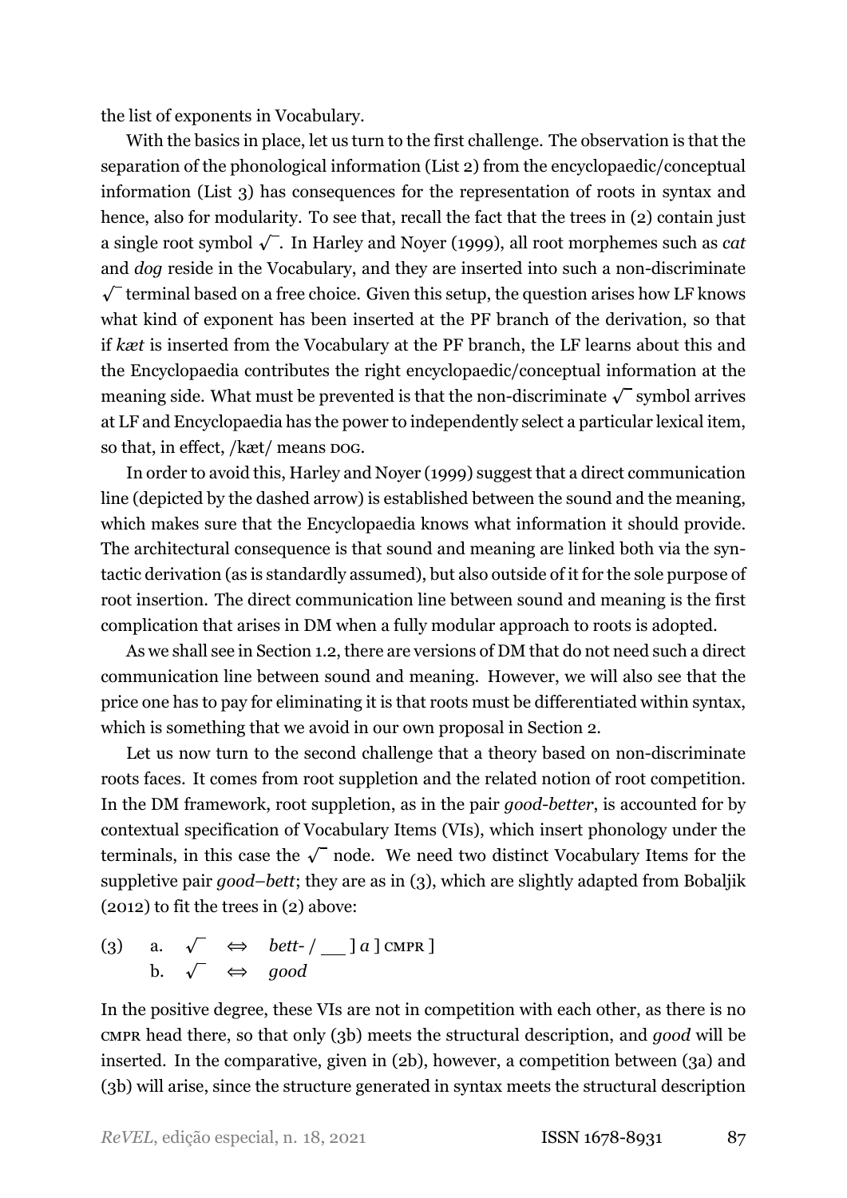the list of exponents in Vocabulary.

With the basics in place, let us turn to the first challenge. The observation is that the separation of the phonological information (List 2) from the encyclopaedic/conceptual information (List 3) has consequences for the representation of roots in syntax and hence, also for modularity. To see that, recall the fact that the trees in (2) contain just a single root symbol $\sqrt{}$. In Harley and Noyer (1999), all root morphemes such as *cat* and *dog* reside in the Vocabulary, and they are inserted into such a non-discriminate $\sqrt{}$ terminal based on a free choice. Given this setup, the question arises how LF knows what kind of exponent has been inserted at the PF branch of the derivation, so that if *kæt* is inserted from the Vocabulary at the PF branch, the LF learns about this and the Encyclopaedia contributes the right encyclopaedic/conceptual information at the meaning side. What must be prevented is that the non-discriminate $\sqrt{}$ symbol arrives at LF and Encyclopaedia has the power to independently select a particular lexical item, so that, in effect, /kæt/ means DOG.

In order to avoid this, Harley and Noyer (1999) suggest that a direct communication line (depicted by the dashed arrow) is established between the sound and the meaning, which makes sure that the Encyclopaedia knows what information it should provide. The architectural consequence is that sound and meaning are linked both via the syntactic derivation (as is standardly assumed), but also outside of it for the sole purpose of root insertion. The direct communication line between sound and meaning is the first complication that arises in DM when a fully modular approach to roots is adopted.

As we shall see in Section 1.2, there are versions of DM that do not need such a direct communication line between sound and meaning. However, we will also see that the price one has to pay for eliminating it is that roots must be differentiated within syntax, which is something that we avoid in our own proposal in Section 2.

Let us now turn to the second challenge that a theory based on non-discriminate roots faces. It comes from root suppletion and the related notion of root competition. In the DM framework, root suppletion, as in the pair *good*-*better*, is accounted for by contextual specification of Vocabulary Items (VIs), which insert phonology under the terminals, in this case the $\sqrt{}$ node. We need two distinct Vocabulary Items for the suppletive pair *good*–*bett*; they are as in (3), which are slightly adapted from Bobaljik (2012) to fit the trees in (2) above:

(3) a. $\sqrt{}$ $\Leftrightarrow$ *bett-* / \_\_ ] *a* ] CMPR ]
    b. $\sqrt{}$ $\Leftrightarrow$ *good*

In the positive degree, these VIs are not in competition with each other, as there is no CMPR head there, so that only (3b) meets the structural description, and *good* will be inserted. In the comparative, given in (2b), however, a competition between (3a) and (3b) will arise, since the structure generated in syntax meets the structural description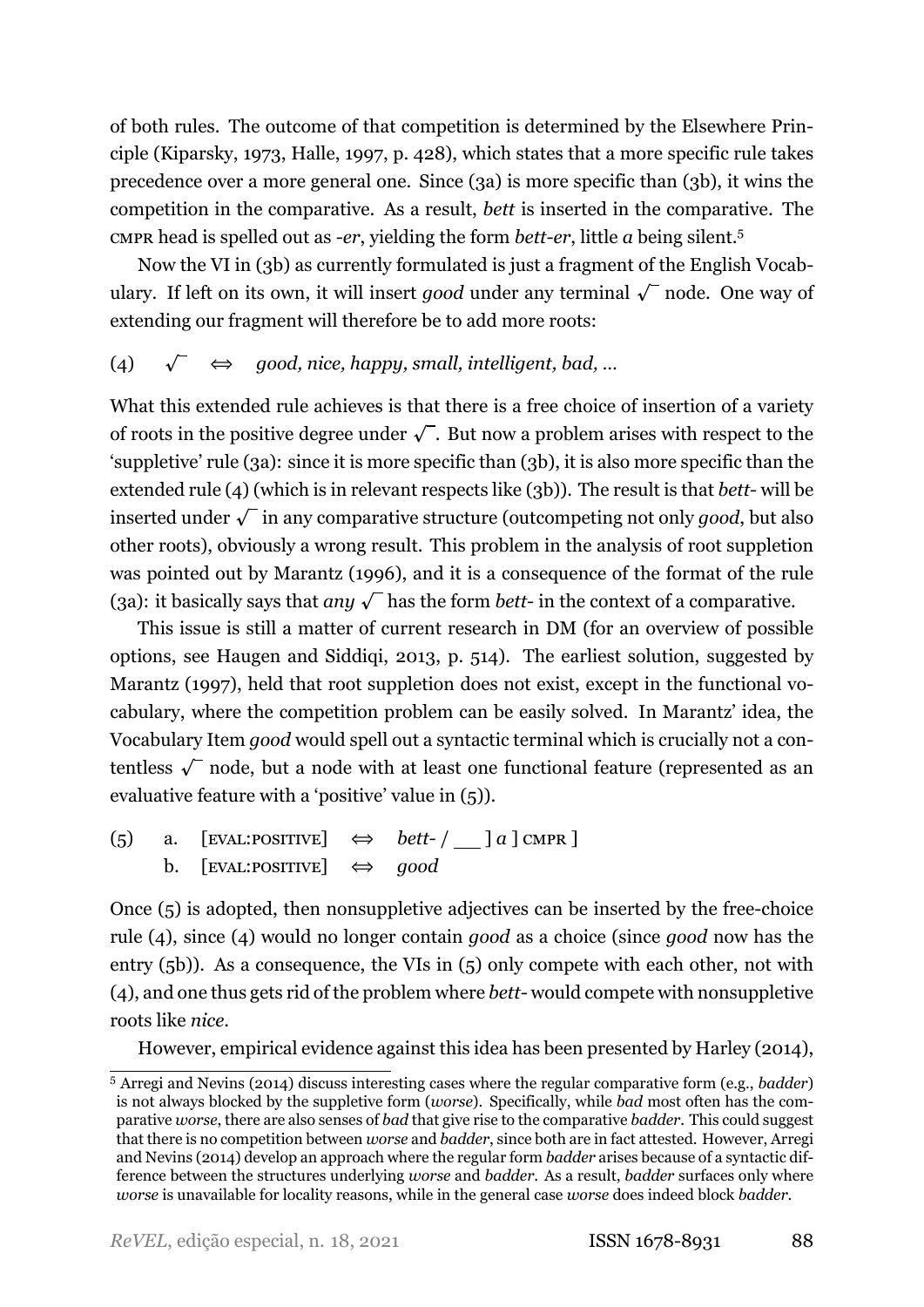of both rules. The outcome of that competition is determined by the Elsewhere Principle (Kiparsky, 1973, Halle, 1997, p. 428), which states that a more specific rule takes precedence over a more general one. Since (3a) is more specific than (3b), it wins the competition in the comparative. As a result, *bett* is inserted in the comparative. The CMPR head is spelled out as *-er*, yielding the form *bett-er*, little *a* being silent.[5]

Now the VI in (3b) as currently formulated is just a fragment of the English Vocabulary. If left on its own, it will insert *good* under any terminal $\sqrt{\ }$ node. One way of extending our fragment will therefore be to add more roots:

(4) $\sqrt{\ }$ $\Leftrightarrow$ *good, nice, happy, small, intelligent, bad, ...*

What this extended rule achieves is that there is a free choice of insertion of a variety of roots in the positive degree under $\sqrt{\ }$. But now a problem arises with respect to the 'suppletive' rule (3a): since it is more specific than (3b), it is also more specific than the extended rule (4) (which is in relevant respects like (3b)). The result is that *bett-* will be inserted under $\sqrt{\ }$ in any comparative structure (outcompeting not only *good*, but also other roots), obviously a wrong result. This problem in the analysis of root suppletion was pointed out by Marantz (1996), and it is a consequence of the format of the rule (3a): it basically says that *any* $\sqrt{\ }$ has the form *bett-* in the context of a comparative.

This issue is still a matter of current research in DM (for an overview of possible options, see Haugen and Siddiqi, 2013, p. 514). The earliest solution, suggested by Marantz (1997), held that root suppletion does not exist, except in the functional vocabulary, where the competition problem can be easily solved. In Marantz' idea, the Vocabulary Item *good* would spell out a syntactic terminal which is crucially not a contentless $\sqrt{\ }$ node, but a node with at least one functional feature (represented as an evaluative feature with a 'positive' value in (5)).

(5) a. [EVAL:POSITIVE] $\Leftrightarrow$ *bett-* / ___ ] *a* ] CMPR ]
b. [EVAL:POSITIVE] $\Leftrightarrow$ *good*

Once (5) is adopted, then nonsuppletive adjectives can be inserted by the free-choice rule (4), since (4) would no longer contain *good* as a choice (since *good* now has the entry (5b)). As a consequence, the VIs in (5) only compete with each other, not with (4), and one thus gets rid of the problem where *bett-* would compete with nonsuppletive roots like *nice*.

However, empirical evidence against this idea has been presented by Harley (2014),

[5] Arregi and Nevins (2014) discuss interesting cases where the regular comparative form (e.g., *badder*) is not always blocked by the suppletive form (*worse*). Specifically, while *bad* most often has the comparative *worse*, there are also senses of *bad* that give rise to the comparative *badder*. This could suggest that there is no competition between *worse* and *badder*, since both are in fact attested. However, Arregi and Nevins (2014) develop an approach where the regular form *badder* arises because of a syntactic difference between the structures underlying *worse* and *badder*. As a result, *badder* surfaces only where *worse* is unavailable for locality reasons, while in the general case *worse* does indeed block *badder*.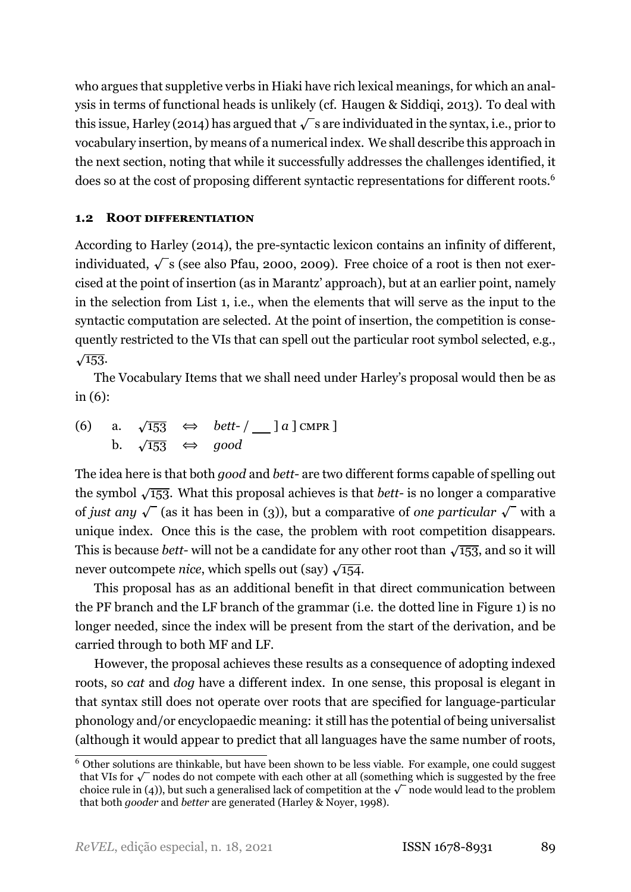who argues that suppletive verbs in Hiaki have rich lexical meanings, for which an analysis in terms of functional heads is unlikely (cf. Haugen & Siddiqi, 2013). To deal with this issue, Harley (2014) has argued that $\sqrt{}$s are individuated in the syntax, i.e., prior to vocabulary insertion, by means of a numerical index. We shall describe this approach in the next section, noting that while it successfully addresses the challenges identified, it does so at the cost of proposing different syntactic representations for different roots.[6]

### 1.2 Root differentiation

According to Harley (2014), the pre-syntactic lexicon contains an infinity of different, individuated, $\sqrt{}$s (see also Pfau, 2000, 2009). Free choice of a root is then not exercised at the point of insertion (as in Marantz' approach), but at an earlier point, namely in the selection from List 1, i.e., when the elements that will serve as the input to the syntactic computation are selected. At the point of insertion, the competition is consequently restricted to the VIs that can spell out the particular root symbol selected, e.g., $\sqrt{153}$.

The Vocabulary Items that we shall need under Harley's proposal would then be as in (6):

(6) a. $\sqrt{153}$ ⟺ *bett-* / ___ ] *a* ] CMPR ]
 b. $\sqrt{153}$ ⟺ *good*

The idea here is that both *good* and *bett-* are two different forms capable of spelling out the symbol $\sqrt{153}$. What this proposal achieves is that *bett-* is no longer a comparative of *just any* $\sqrt{}$ (as it has been in (3)), but a comparative of *one particular* $\sqrt{}$ with a unique index. Once this is the case, the problem with root competition disappears. This is because *bett-* will not be a candidate for any other root than $\sqrt{153}$, and so it will never outcompete *nice*, which spells out (say) $\sqrt{154}$.

This proposal has as an additional benefit in that direct communication between the PF branch and the LF branch of the grammar (i.e. the dotted line in Figure 1) is no longer needed, since the index will be present from the start of the derivation, and be carried through to both MF and LF.

However, the proposal achieves these results as a consequence of adopting indexed roots, so *cat* and *dog* have a different index. In one sense, this proposal is elegant in that syntax still does not operate over roots that are specified for language-particular phonology and/or encyclopaedic meaning: it still has the potential of being universalist (although it would appear to predict that all languages have the same number of roots,

[6] Other solutions are thinkable, but have been shown to be less viable. For example, one could suggest that VIs for $\sqrt{}$ nodes do not compete with each other at all (something which is suggested by the free choice rule in (4)), but such a generalised lack of competition at the $\sqrt{}$ node would lead to the problem that both *gooder* and *better* are generated (Harley & Noyer, 1998).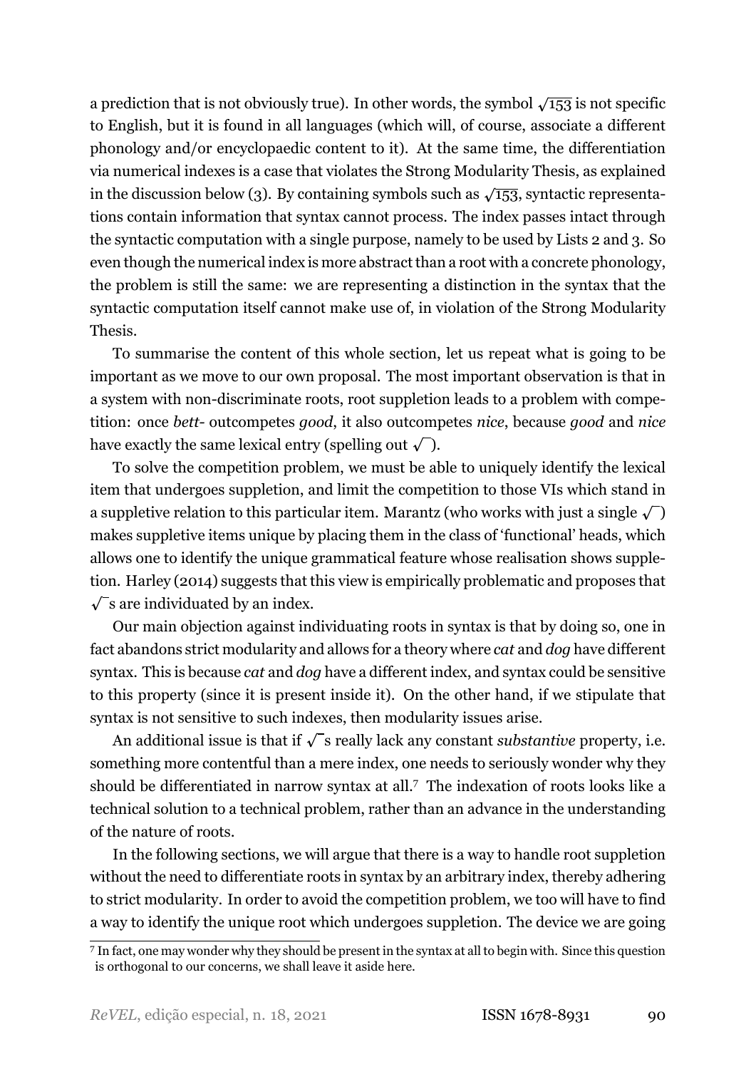a prediction that is not obviously true). In other words, the symbol $\sqrt{153}$ is not specific to English, but it is found in all languages (which will, of course, associate a different phonology and/or encyclopaedic content to it). At the same time, the differentiation via numerical indexes is a case that violates the Strong Modularity Thesis, as explained in the discussion below (3). By containing symbols such as $\sqrt{153}$, syntactic representations contain information that syntax cannot process. The index passes intact through the syntactic computation with a single purpose, namely to be used by Lists 2 and 3. So even though the numerical index is more abstract than a root with a concrete phonology, the problem is still the same: we are representing a distinction in the syntax that the syntactic computation itself cannot make use of, in violation of the Strong Modularity Thesis.

To summarise the content of this whole section, let us repeat what is going to be important as we move to our own proposal. The most important observation is that in a system with non-discriminate roots, root suppletion leads to a problem with competition: once *bett-* outcompetes *good*, it also outcompetes *nice*, because *good* and *nice* have exactly the same lexical entry (spelling out $\sqrt{\phantom{x}}$).

To solve the competition problem, we must be able to uniquely identify the lexical item that undergoes suppletion, and limit the competition to those VIs which stand in a suppletive relation to this particular item. Marantz (who works with just a single $\sqrt{\phantom{x}}$) makes suppletive items unique by placing them in the class of 'functional' heads, which allows one to identify the unique grammatical feature whose realisation shows suppletion. Harley (2014) suggests that this view is empirically problematic and proposes that $\sqrt{\phantom{x}}$s are individuated by an index.

Our main objection against individuating roots in syntax is that by doing so, one in fact abandons strict modularity and allows for a theory where *cat* and *dog* have different syntax. This is because *cat* and *dog* have a different index, and syntax could be sensitive to this property (since it is present inside it). On the other hand, if we stipulate that syntax is not sensitive to such indexes, then modularity issues arise.

An additional issue is that if $\sqrt{\phantom{x}}$s really lack any constant *substantive* property, i.e. something more contentful than a mere index, one needs to seriously wonder why they should be differentiated in narrow syntax at all.[7] The indexation of roots looks like a technical solution to a technical problem, rather than an advance in the understanding of the nature of roots.

In the following sections, we will argue that there is a way to handle root suppletion without the need to differentiate roots in syntax by an arbitrary index, thereby adhering to strict modularity. In order to avoid the competition problem, we too will have to find a way to identify the unique root which undergoes suppletion. The device we are going

[7] In fact, one may wonder why they should be present in the syntax at all to begin with. Since this question is orthogonal to our concerns, we shall leave it aside here.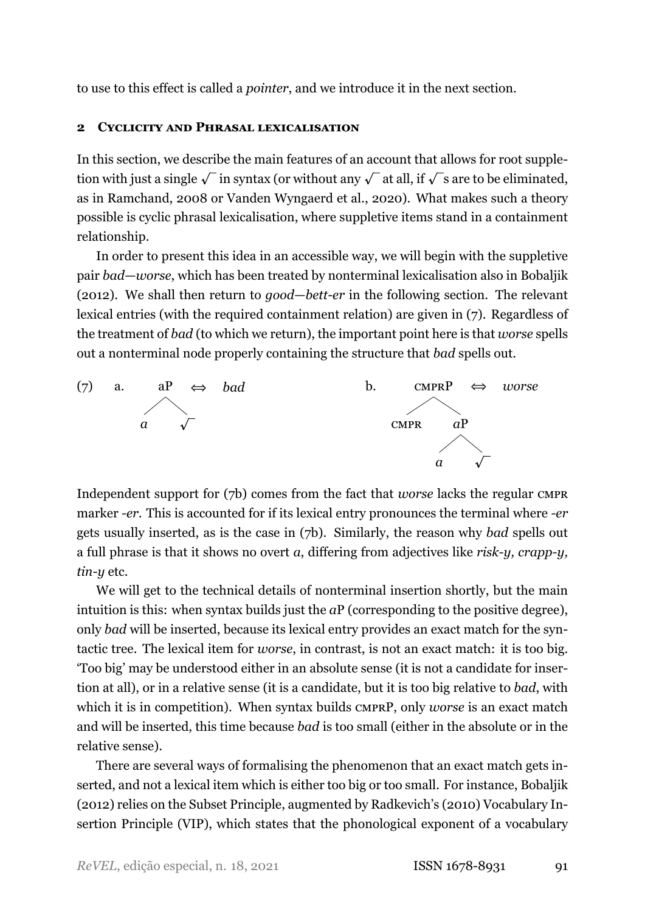to use to this effect is called a *pointer*, and we introduce it in the next section.

## 2 Cyclicity and Phrasal lexicalisation

In this section, we describe the main features of an account that allows for root suppletion with just a single $\sqrt{}$ in syntax (or without any $\sqrt{}$ at all, if $\sqrt{}$s are to be eliminated, as in Ramchand, 2008 or Vanden Wyngaerd et al., 2020). What makes such a theory possible is cyclic phrasal lexicalisation, where suppletive items stand in a containment relationship.

In order to present this idea in an accessible way, we will begin with the suppletive pair *bad*—*worse*, which has been treated by nonterminal lexicalisation also in Bobaljik (2012). We shall then return to *good*—*bett-er* in the following section. The relevant lexical entries (with the required containment relation) are given in (7). Regardless of the treatment of *bad* (to which we return), the important point here is that *worse* spells out a nonterminal node properly containing the structure that *bad* spells out.

(7) a. [aP *a* $\sqrt{}$ ] ⇔ *bad*

b. [CMPRP CMPR [*a*P *a* $\sqrt{}$ ]] ⇔ *worse*

Independent support for (7b) comes from the fact that *worse* lacks the regular CMPR marker *-er*. This is accounted for if its lexical entry pronounces the terminal where *-er* gets usually inserted, as is the case in (7b). Similarly, the reason why *bad* spells out a full phrase is that it shows no overt *a*, differing from adjectives like *risk-y, crapp-y, tin-y* etc.

We will get to the technical details of nonterminal insertion shortly, but the main intuition is this: when syntax builds just the *a*P (corresponding to the positive degree), only *bad* will be inserted, because its lexical entry provides an exact match for the syntactic tree. The lexical item for *worse*, in contrast, is not an exact match: it is too big. 'Too big' may be understood either in an absolute sense (it is not a candidate for insertion at all), or in a relative sense (it is a candidate, but it is too big relative to *bad*, with which it is in competition). When syntax builds CMPRP, only *worse* is an exact match and will be inserted, this time because *bad* is too small (either in the absolute or in the relative sense).

There are several ways of formalising the phenomenon that an exact match gets inserted, and not a lexical item which is either too big or too small. For instance, Bobaljik (2012) relies on the Subset Principle, augmented by Radkevich's (2010) Vocabulary Insertion Principle (VIP), which states that the phonological exponent of a vocabulary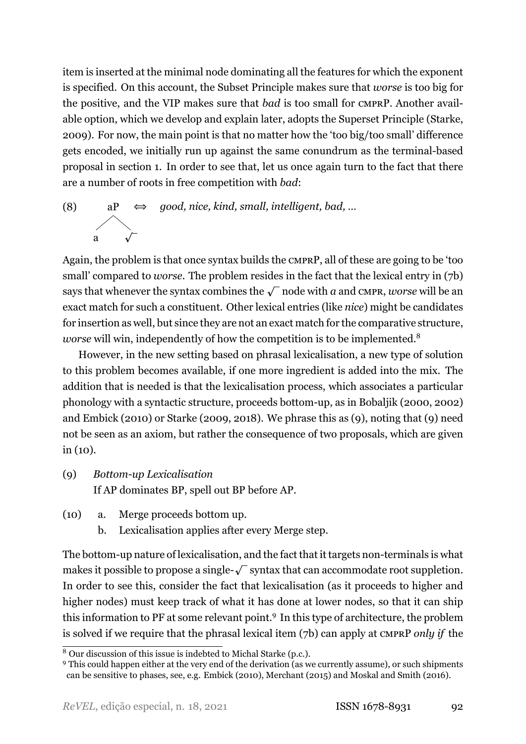item is inserted at the minimal node dominating all the features for which the exponent is specified. On this account, the Subset Principle makes sure that *worse* is too big for the positive, and the VIP makes sure that *bad* is too small for CMPRP. Another available option, which we develop and explain later, adopts the Superset Principle (Starke, 2009). For now, the main point is that no matter how the 'too big/too small' difference gets encoded, we initially run up against the same conundrum as the terminal-based proposal in section 1. In order to see that, let us once again turn to the fact that there are a number of roots in free competition with *bad*:

(8) [aP a √ ] ⟺ *good, nice, kind, small, intelligent, bad, ...*

Again, the problem is that once syntax builds the CMPRP, all of these are going to be 'too small' compared to *worse*. The problem resides in the fact that the lexical entry in (7b) says that whenever the syntax combines the √ node with *a* and CMPR, *worse* will be an exact match for such a constituent. Other lexical entries (like *nice*) might be candidates for insertion as well, but since they are not an exact match for the comparative structure, *worse* will win, independently of how the competition is to be implemented.[8]

However, in the new setting based on phrasal lexicalisation, a new type of solution to this problem becomes available, if one more ingredient is added into the mix. The addition that is needed is that the lexicalisation process, which associates a particular phonology with a syntactic structure, proceeds bottom-up, as in Bobaljik (2000, 2002) and Embick (2010) or Starke (2009, 2018). We phrase this as (9), noting that (9) need not be seen as an axiom, but rather the consequence of two proposals, which are given in (10).

(9) *Bottom-up Lexicalisation*
If AP dominates BP, spell out BP before AP.

(10) a. Merge proceeds bottom up.
b. Lexicalisation applies after every Merge step.

The bottom-up nature of lexicalisation, and the fact that it targets non-terminals is what makes it possible to propose a single-√ syntax that can accommodate root suppletion. In order to see this, consider the fact that lexicalisation (as it proceeds to higher and higher nodes) must keep track of what it has done at lower nodes, so that it can ship this information to PF at some relevant point.[9] In this type of architecture, the problem is solved if we require that the phrasal lexical item (7b) can apply at CMPRP *only if* the

[8] Our discussion of this issue is indebted to Michal Starke (p.c.).

[9] This could happen either at the very end of the derivation (as we currently assume), or such shipments can be sensitive to phases, see, e.g. Embick (2010), Merchant (2015) and Moskal and Smith (2016).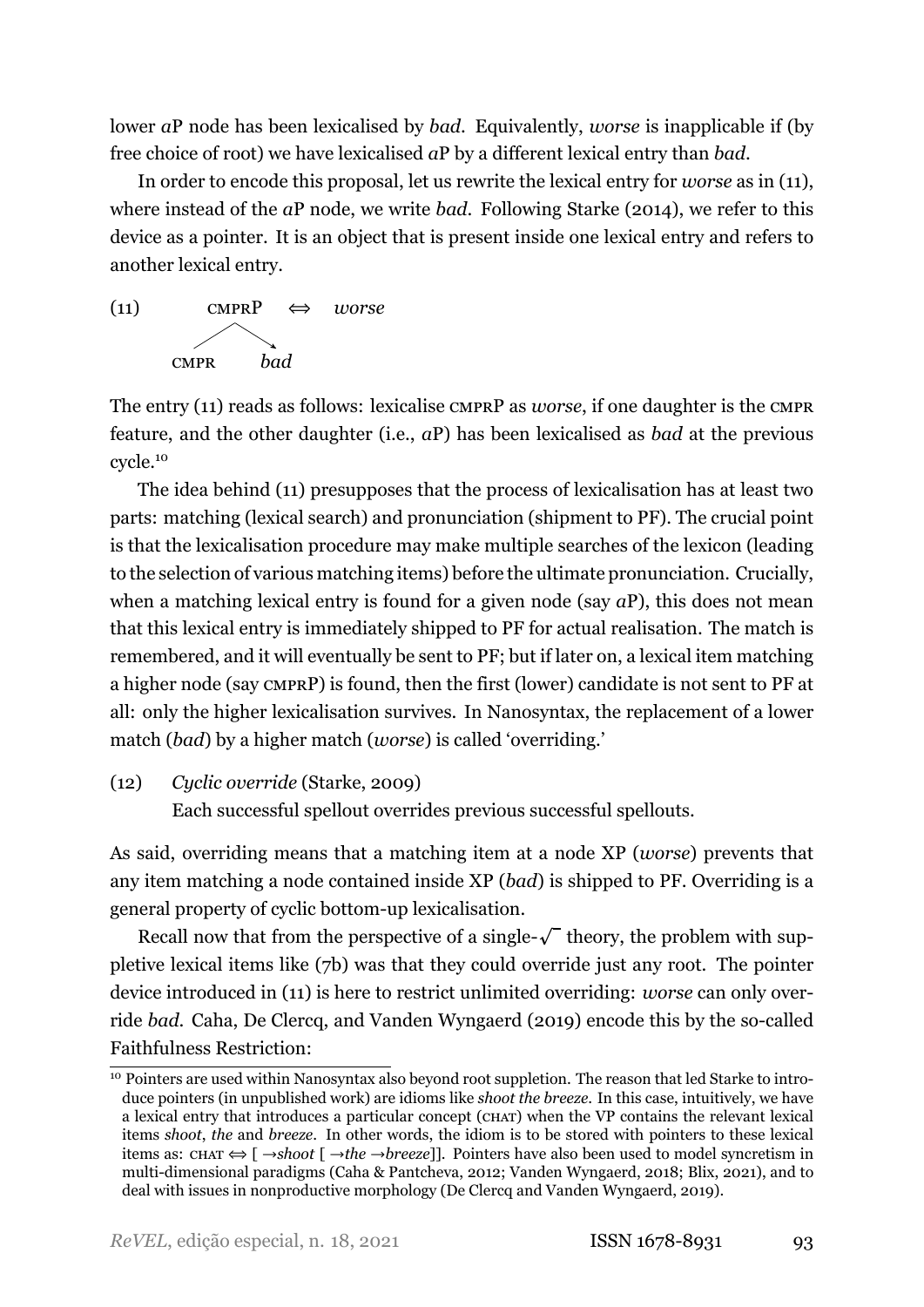lower *a*P node has been lexicalised by *bad*. Equivalently, *worse* is inapplicable if (by free choice of root) we have lexicalised *a*P by a different lexical entry than *bad*.

In order to encode this proposal, let us rewrite the lexical entry for *worse* as in (11), where instead of the *a*P node, we write *bad*. Following Starke (2014), we refer to this device as a pointer. It is an object that is present inside one lexical entry and refers to another lexical entry.

(11)
```
      CMPRP   ⇔   worse
      /    \
   CMPR     → bad
```

The entry (11) reads as follows: lexicalise CMPRP as *worse*, if one daughter is the CMPR feature, and the other daughter (i.e., *a*P) has been lexicalised as *bad* at the previous cycle.[10]

The idea behind (11) presupposes that the process of lexicalisation has at least two parts: matching (lexical search) and pronunciation (shipment to PF). The crucial point is that the lexicalisation procedure may make multiple searches of the lexicon (leading to the selection of various matching items) before the ultimate pronunciation. Crucially, when a matching lexical entry is found for a given node (say *a*P), this does not mean that this lexical entry is immediately shipped to PF for actual realisation. The match is remembered, and it will eventually be sent to PF; but if later on, a lexical item matching a higher node (say CMPRP) is found, then the first (lower) candidate is not sent to PF at all: only the higher lexicalisation survives. In Nanosyntax, the replacement of a lower match (*bad*) by a higher match (*worse*) is called 'overriding.'

(12) *Cyclic override* (Starke, 2009)
Each successful spellout overrides previous successful spellouts.

As said, overriding means that a matching item at a node XP (*worse*) prevents that any item matching a node contained inside XP (*bad*) is shipped to PF. Overriding is a general property of cyclic bottom-up lexicalisation.

Recall now that from the perspective of a single-$\sqrt{\ }$ theory, the problem with suppletive lexical items like (7b) was that they could override just any root. The pointer device introduced in (11) is here to restrict unlimited overriding: *worse* can only override *bad*. Caha, De Clercq, and Vanden Wyngaerd (2019) encode this by the so-called Faithfulness Restriction:

[10] Pointers are used within Nanosyntax also beyond root suppletion. The reason that led Starke to introduce pointers (in unpublished work) are idioms like *shoot the breeze*. In this case, intuitively, we have a lexical entry that introduces a particular concept (CHAT) when the VP contains the relevant lexical items *shoot*, *the* and *breeze*. In other words, the idiom is to be stored with pointers to these lexical items as: CHAT ⇔ [ →*shoot* [ →*the* →*breeze*]]. Pointers have also been used to model syncretism in multi-dimensional paradigms (Caha & Pantcheva, 2012; Vanden Wyngaerd, 2018; Blix, 2021), and to deal with issues in nonproductive morphology (De Clercq and Vanden Wyngaerd, 2019).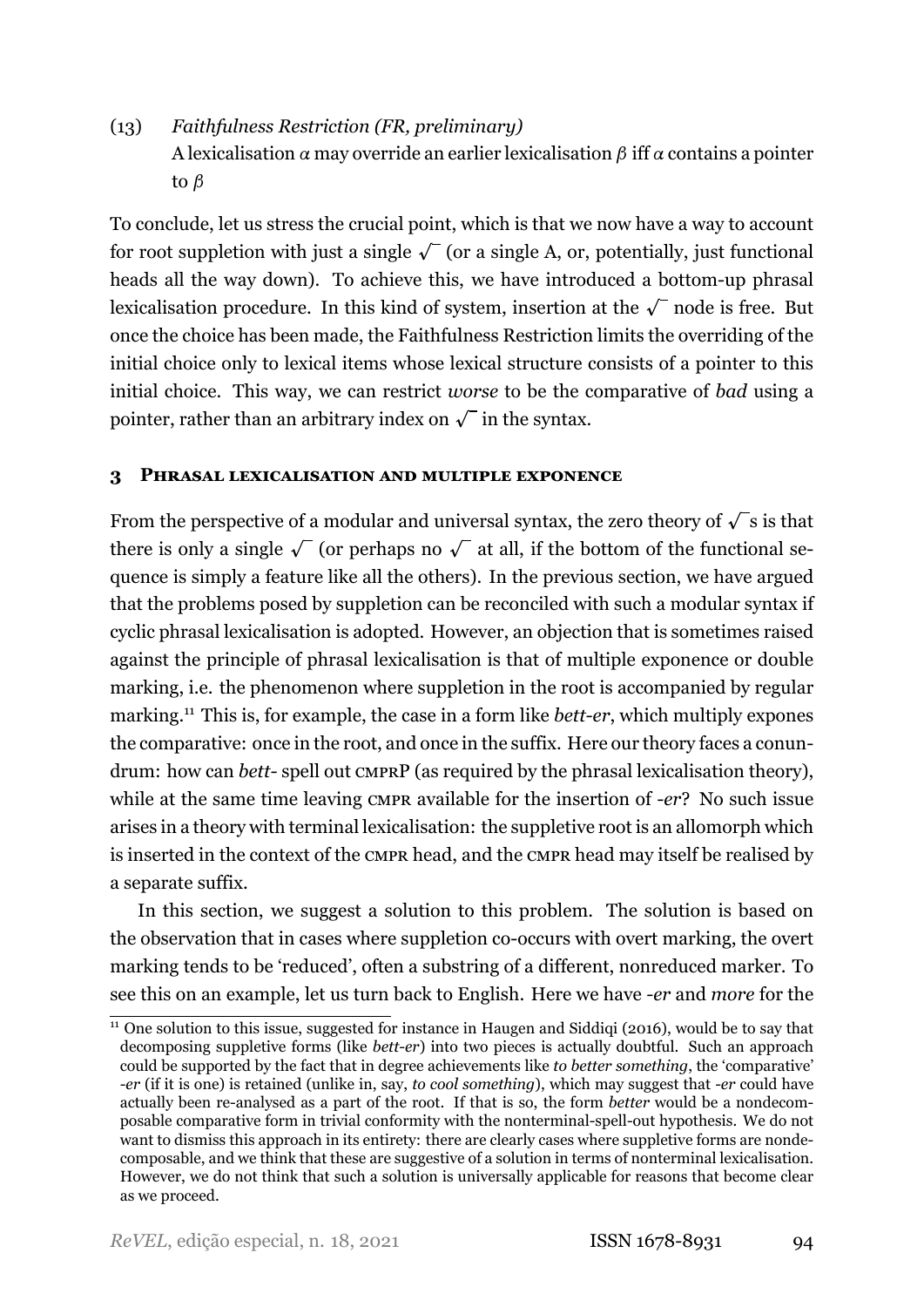(13) *Faithfulness Restriction (FR, preliminary)*
A lexicalisation $\alpha$ may override an earlier lexicalisation $\beta$ iff $\alpha$ contains a pointer to $\beta$

To conclude, let us stress the crucial point, which is that we now have a way to account for root suppletion with just a single $\sqrt{}$ (or a single A, or, potentially, just functional heads all the way down). To achieve this, we have introduced a bottom-up phrasal lexicalisation procedure. In this kind of system, insertion at the $\sqrt{}$ node is free. But once the choice has been made, the Faithfulness Restriction limits the overriding of the initial choice only to lexical items whose lexical structure consists of a pointer to this initial choice. This way, we can restrict *worse* to be the comparative of *bad* using a pointer, rather than an arbitrary index on $\sqrt{}$ in the syntax.

## 3 Phrasal lexicalisation and multiple exponence

From the perspective of a modular and universal syntax, the zero theory of $\sqrt{}$s is that there is only a single $\sqrt{}$ (or perhaps no $\sqrt{}$ at all, if the bottom of the functional sequence is simply a feature like all the others). In the previous section, we have argued that the problems posed by suppletion can be reconciled with such a modular syntax if cyclic phrasal lexicalisation is adopted. However, an objection that is sometimes raised against the principle of phrasal lexicalisation is that of multiple exponence or double marking, i.e. the phenomenon where suppletion in the root is accompanied by regular marking.[11] This is, for example, the case in a form like *bett-er*, which multiply expones the comparative: once in the root, and once in the suffix. Here our theory faces a conundrum: how can *bett-* spell out CMPRP (as required by the phrasal lexicalisation theory), while at the same time leaving CMPR available for the insertion of *-er*? No such issue arises in a theory with terminal lexicalisation: the suppletive root is an allomorph which is inserted in the context of the CMPR head, and the CMPR head may itself be realised by a separate suffix.

In this section, we suggest a solution to this problem. The solution is based on the observation that in cases where suppletion co-occurs with overt marking, the overt marking tends to be 'reduced', often a substring of a different, nonreduced marker. To see this on an example, let us turn back to English. Here we have *-er* and *more* for the

[11] One solution to this issue, suggested for instance in Haugen and Siddiqi (2016), would be to say that decomposing suppletive forms (like *bett-er*) into two pieces is actually doubtful. Such an approach could be supported by the fact that in degree achievements like *to better something*, the 'comparative' *-er* (if it is one) is retained (unlike in, say, *to cool something*), which may suggest that *-er* could have actually been re-analysed as a part of the root. If that is so, the form *better* would be a nondecomposable comparative form in trivial conformity with the nonterminal-spell-out hypothesis. We do not want to dismiss this approach in its entirety: there are clearly cases where suppletive forms are nondecomposable, and we think that these are suggestive of a solution in terms of nonterminal lexicalisation. However, we do not think that such a solution is universally applicable for reasons that become clear as we proceed.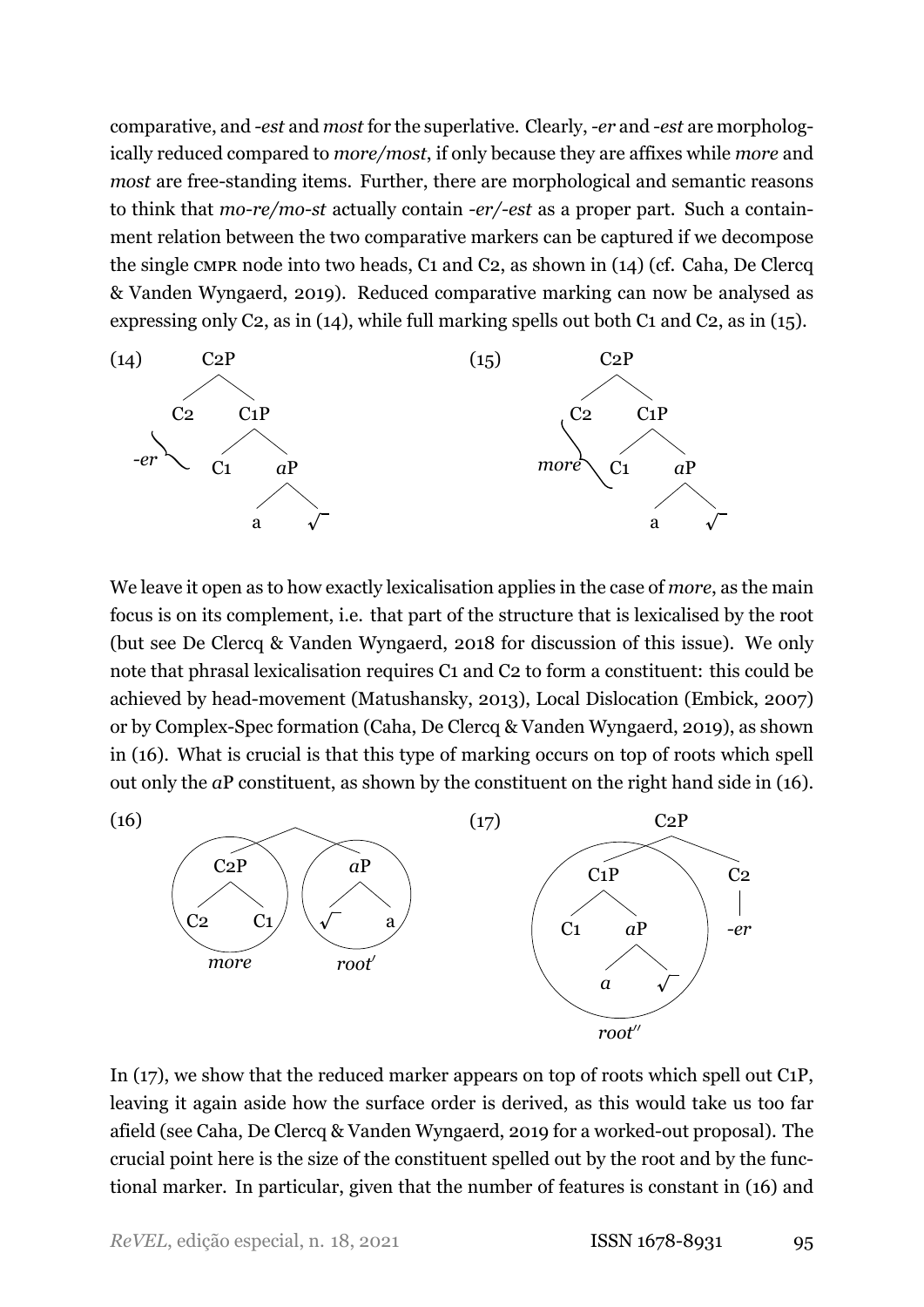comparative, and *-est* and *most* for the superlative. Clearly, *-er* and *-est* are morphologically reduced compared to *more/most*, if only because they are affixes while *more* and *most* are free-standing items. Further, there are morphological and semantic reasons to think that *mo-re/mo-st* actually contain *-er/-est* as a proper part. Such a containment relation between the two comparative markers can be captured if we decompose the single CMPR node into two heads, C1 and C2, as shown in (14) (cf. Caha, De Clercq & Vanden Wyngaerd, 2019). Reduced comparative marking can now be analysed as expressing only C2, as in (14), while full marking spells out both C1 and C2, as in (15).

(14) [C2P C2 [C1P C1 [*a*P a √ ]]] — *-er* spells out C2

(15) [C2P C2 [C1P C1 [*a*P a √ ]]] — *more* spells out C2 and C1

We leave it open as to how exactly lexicalisation applies in the case of *more*, as the main focus is on its complement, i.e. that part of the structure that is lexicalised by the root (but see De Clercq & Vanden Wyngaerd, 2018 for discussion of this issue). We only note that phrasal lexicalisation requires C1 and C2 to form a constituent: this could be achieved by head-movement (Matushansky, 2013), Local Dislocation (Embick, 2007) or by Complex-Spec formation (Caha, De Clercq & Vanden Wyngaerd, 2019), as shown in (16). What is crucial is that this type of marking occurs on top of roots which spell out only the *a*P constituent, as shown by the constituent on the right hand side in (16).

(16) [ [C2P C2 C1] [*a*P √ a] ] — C2P = *more*; *a*P = *root′*

(17) [C2P [C1P C1 [*a*P *a* √ ]] C2] — C1P = *root″*; C2 = *-er*

In (17), we show that the reduced marker appears on top of roots which spell out C1P, leaving it again aside how the surface order is derived, as this would take us too far afield (see Caha, De Clercq & Vanden Wyngaerd, 2019 for a worked-out proposal). The crucial point here is the size of the constituent spelled out by the root and by the functional marker. In particular, given that the number of features is constant in (16) and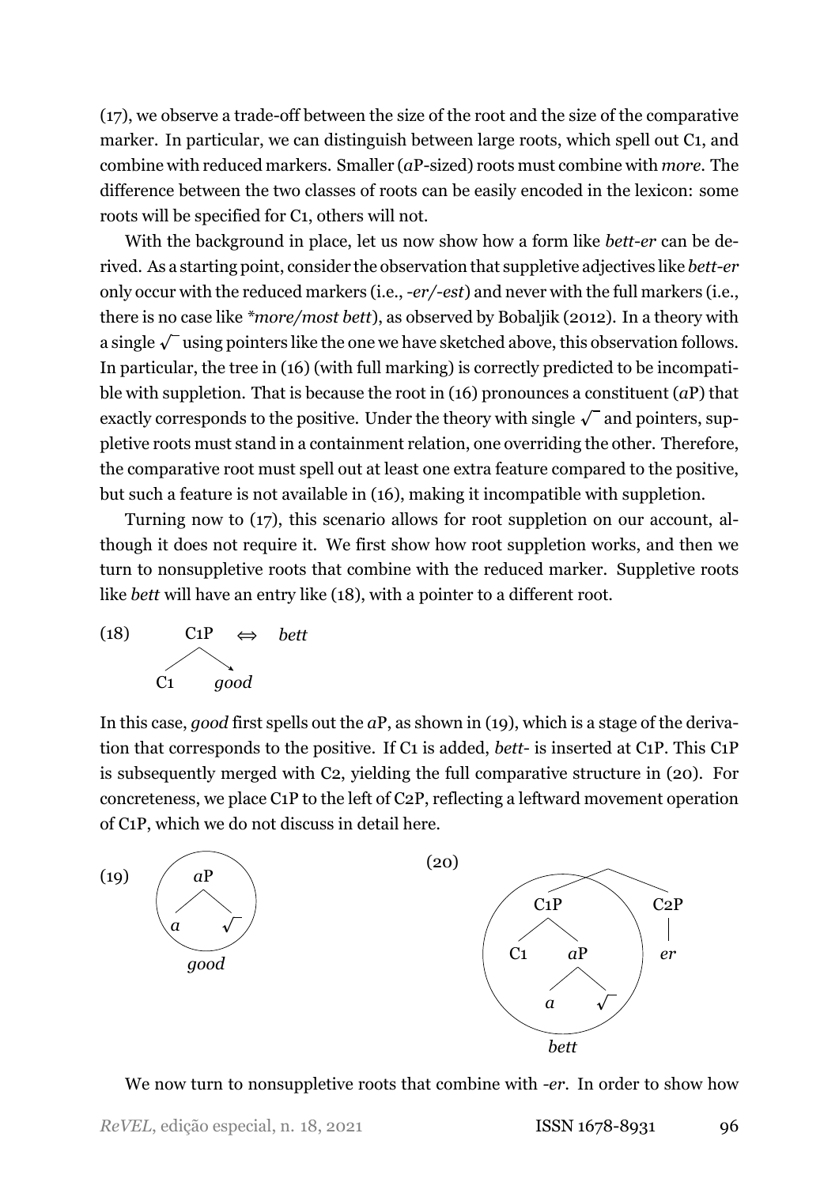(17), we observe a trade-off between the size of the root and the size of the comparative marker. In particular, we can distinguish between large roots, which spell out C1, and combine with reduced markers. Smaller (*a*P-sized) roots must combine with *more*. The difference between the two classes of roots can be easily encoded in the lexicon: some roots will be specified for C1, others will not.

With the background in place, let us now show how a form like *bett-er* can be derived. As a starting point, consider the observation that suppletive adjectives like *bett-er* only occur with the reduced markers (i.e., *-er/-est*) and never with the full markers (i.e., there is no case like *\*more/most bett*), as observed by Bobaljik (2012). In a theory with a single $\sqrt{\ }$ using pointers like the one we have sketched above, this observation follows. In particular, the tree in (16) (with full marking) is correctly predicted to be incompatible with suppletion. That is because the root in (16) pronounces a constituent (*a*P) that exactly corresponds to the positive. Under the theory with single $\sqrt{\ }$ and pointers, suppletive roots must stand in a containment relation, one overriding the other. Therefore, the comparative root must spell out at least one extra feature compared to the positive, but such a feature is not available in (16), making it incompatible with suppletion.

Turning now to (17), this scenario allows for root suppletion on our account, although it does not require it. We first show how root suppletion works, and then we turn to nonsuppletive roots that combine with the reduced marker. Suppletive roots like *bett* will have an entry like (18), with a pointer to a different root.

(18)
```
     C1P   ⇔   bett
    /   \
  C1    good
```
(with an arrow pointing from C1P to *good*)

In this case, *good* first spells out the *a*P, as shown in (19), which is a stage of the derivation that corresponds to the positive. If C1 is added, *bett-* is inserted at C1P. This C1P is subsequently merged with C2, yielding the full comparative structure in (20). For concreteness, we place C1P to the left of C2P, reflecting a leftward movement operation of C1P, which we do not discuss in detail here.

(19)
```
      aP
     /  \
    a    √
   
    good
```
(the *a*P constituent is circled, spelled out as *good*)

(20)
```
            ___________
           /           \
        C1P             C2P
       /   \             |
     C1     aP           er
           /  \
          a    √

        bett
```
(the C1P constituent is circled, spelled out as *bett*)

We now turn to nonsuppletive roots that combine with *-er*. In order to show how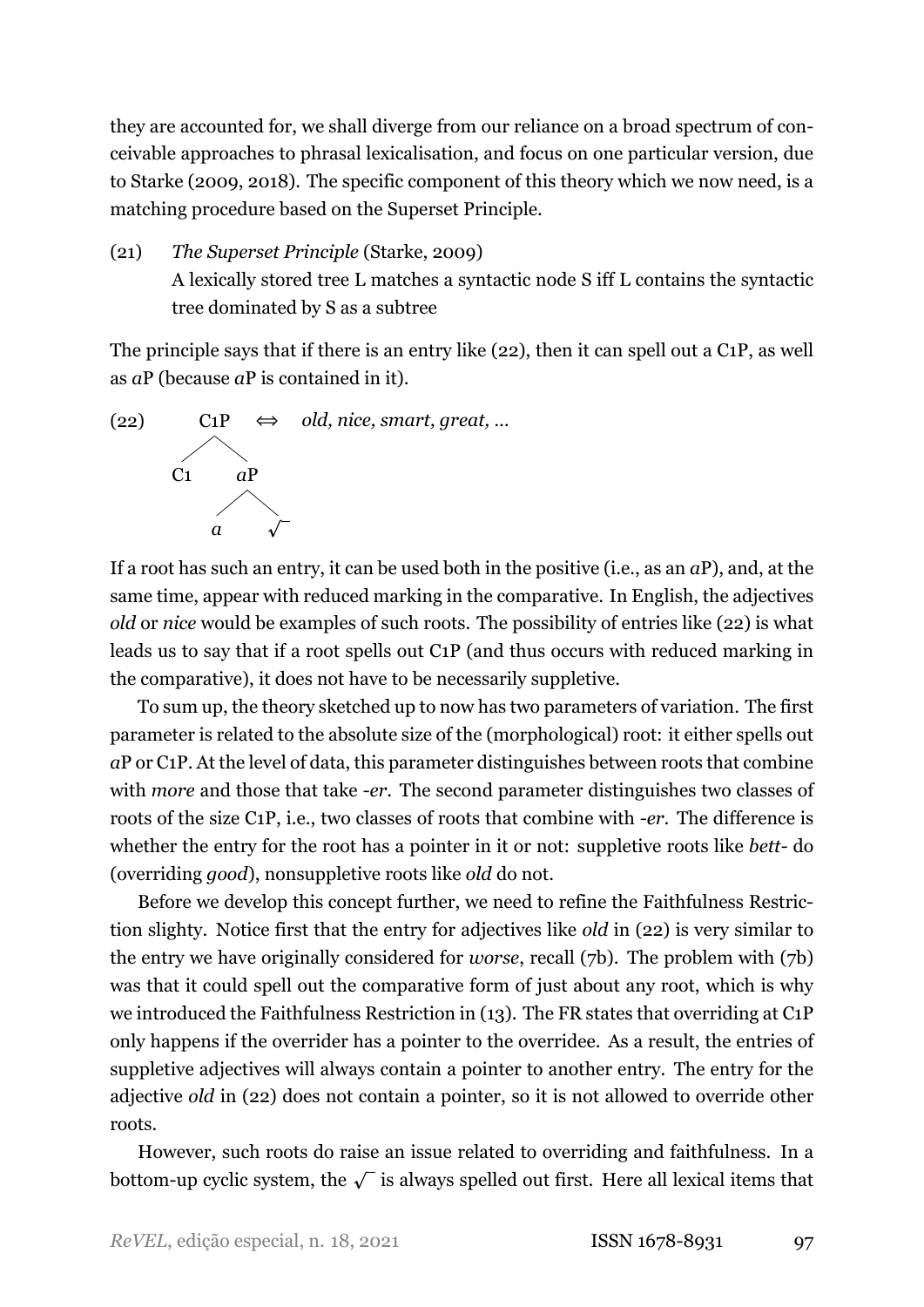they are accounted for, we shall diverge from our reliance on a broad spectrum of conceivable approaches to phrasal lexicalisation, and focus on one particular version, due to Starke (2009, 2018). The specific component of this theory which we now need, is a matching procedure based on the Superset Principle.

(21) *The Superset Principle* (Starke, 2009)
A lexically stored tree L matches a syntactic node S iff L contains the syntactic tree dominated by S as a subtree

The principle says that if there is an entry like (22), then it can spell out a C1P, as well as *a*P (because *a*P is contained in it).

(22)
```
      C1P    ⇔   old, nice, smart, great, ...
     /   \
   C1     aP
         /  \
        a    √
```

If a root has such an entry, it can be used both in the positive (i.e., as an *a*P), and, at the same time, appear with reduced marking in the comparative. In English, the adjectives *old* or *nice* would be examples of such roots. The possibility of entries like (22) is what leads us to say that if a root spells out C1P (and thus occurs with reduced marking in the comparative), it does not have to be necessarily suppletive.

To sum up, the theory sketched up to now has two parameters of variation. The first parameter is related to the absolute size of the (morphological) root: it either spells out *a*P or C1P. At the level of data, this parameter distinguishes between roots that combine with *more* and those that take *-er*. The second parameter distinguishes two classes of roots of the size C1P, i.e., two classes of roots that combine with *-er*. The difference is whether the entry for the root has a pointer in it or not: suppletive roots like *bett-* do (overriding *good*), nonsuppletive roots like *old* do not.

Before we develop this concept further, we need to refine the Faithfulness Restriction slighty. Notice first that the entry for adjectives like *old* in (22) is very similar to the entry we have originally considered for *worse*, recall (7b). The problem with (7b) was that it could spell out the comparative form of just about any root, which is why we introduced the Faithfulness Restriction in (13). The FR states that overriding at C1P only happens if the overrider has a pointer to the overridee. As a result, the entries of suppletive adjectives will always contain a pointer to another entry. The entry for the adjective *old* in (22) does not contain a pointer, so it is not allowed to override other roots.

However, such roots do raise an issue related to overriding and faithfulness. In a bottom-up cyclic system, the $\sqrt{}$ is always spelled out first. Here all lexical items that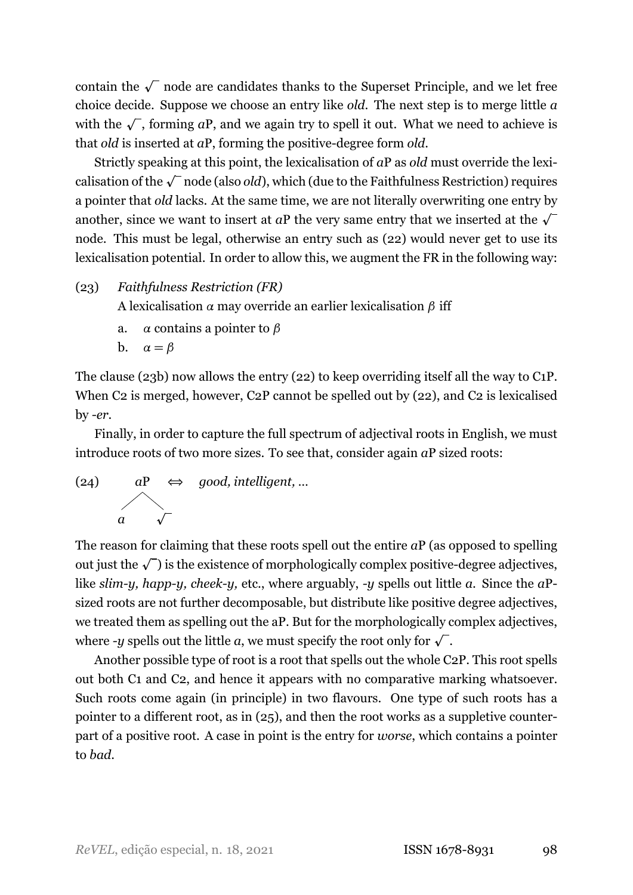contain the $\sqrt{}$ node are candidates thanks to the Superset Principle, and we let free choice decide. Suppose we choose an entry like *old*. The next step is to merge little *a* with the $\sqrt{}$, forming *a*P, and we again try to spell it out. What we need to achieve is that *old* is inserted at *a*P, forming the positive-degree form *old*.

Strictly speaking at this point, the lexicalisation of *a*P as *old* must override the lexicalisation of the $\sqrt{}$ node (also *old*), which (due to the Faithfulness Restriction) requires a pointer that *old* lacks. At the same time, we are not literally overwriting one entry by another, since we want to insert at *a*P the very same entry that we inserted at the $\sqrt{}$ node. This must be legal, otherwise an entry such as (22) would never get to use its lexicalisation potential. In order to allow this, we augment the FR in the following way:

(23) *Faithfulness Restriction (FR)*
A lexicalisation $\alpha$ may override an earlier lexicalisation $\beta$ iff

a. $\alpha$ contains a pointer to $\beta$
b. $\alpha = \beta$

The clause (23b) now allows the entry (22) to keep overriding itself all the way to C1P. When C2 is merged, however, C2P cannot be spelled out by (22), and C2 is lexicalised by *-er*.

Finally, in order to capture the full spectrum of adjectival roots in English, we must introduce roots of two more sizes. To see that, consider again *a*P sized roots:

(24) [*a*P *a* $\sqrt{}$] $\Leftrightarrow$ *good, intelligent, ...*

The reason for claiming that these roots spell out the entire *a*P (as opposed to spelling out just the $\sqrt{}$) is the existence of morphologically complex positive-degree adjectives, like *slim-y, happ-y, cheek-y,* etc., where arguably, *-y* spells out little *a*. Since the *a*P-sized roots are not further decomposable, but distribute like positive degree adjectives, we treated them as spelling out the aP. But for the morphologically complex adjectives, where *-y* spells out the little *a*, we must specify the root only for $\sqrt{}$.

Another possible type of root is a root that spells out the whole C2P. This root spells out both C1 and C2, and hence it appears with no comparative marking whatsoever. Such roots come again (in principle) in two flavours. One type of such roots has a pointer to a different root, as in (25), and then the root works as a suppletive counterpart of a positive root. A case in point is the entry for *worse*, which contains a pointer to *bad*.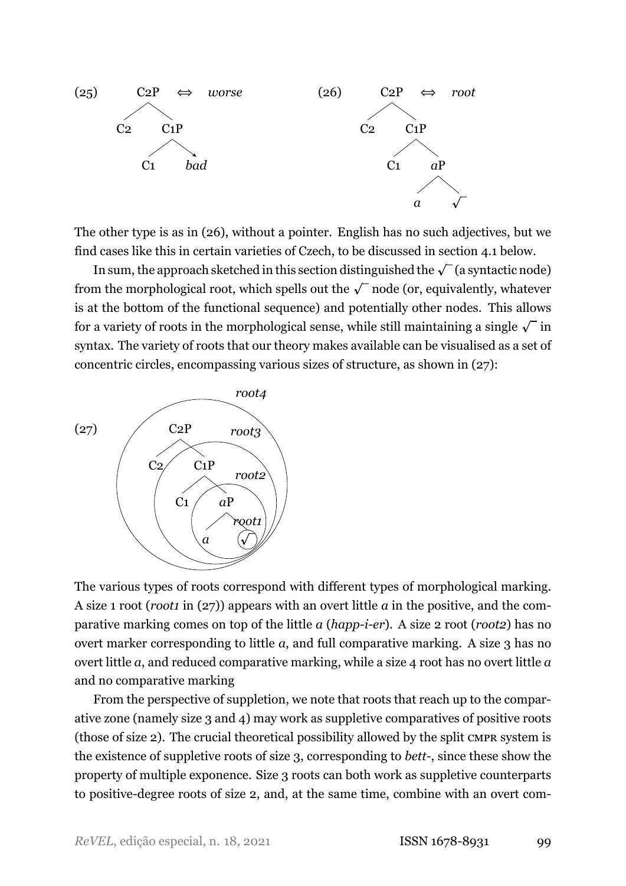(25) C2P ⇔ *worse*

```
        C2P    ⇔   worse
       /   \
     C2    C1P
          /   \
        C1    bad
```

(26) C2P ⇔ *root*

```
        C2P    ⇔   root
       /   \
     C2    C1P
          /   \
        C1    aP
             /  \
            a    √
```

The other type is as in (26), without a pointer. English has no such adjectives, but we find cases like this in certain varieties of Czech, to be discussed in section 4.1 below.

In sum, the approach sketched in this section distinguished the √ (a syntactic node) from the morphological root, which spells out the √ node (or, equivalently, whatever is at the bottom of the functional sequence) and potentially other nodes. This allows for a variety of roots in the morphological sense, while still maintaining a single √ in syntax. The variety of roots that our theory makes available can be visualised as a set of concentric circles, encompassing various sizes of structure, as shown in (27):

(27)

```
  root4: [C2P C2 [C1P C1 [aP a [√]]]]
  root3: [C1P C1 [aP a [√]]]
  root2: [aP a [√]]
  root1: [√]
```

The various types of roots correspond with different types of morphological marking. A size 1 root (*root1* in (27)) appears with an overt little *a* in the positive, and the comparative marking comes on top of the little *a* (*happ-i-er*). A size 2 root (*root2*) has no overt marker corresponding to little *a*, and full comparative marking. A size 3 has no overt little *a*, and reduced comparative marking, while a size 4 root has no overt little *a* and no comparative marking

From the perspective of suppletion, we note that roots that reach up to the comparative zone (namely size 3 and 4) may work as suppletive comparatives of positive roots (those of size 2). The crucial theoretical possibility allowed by the split CMPR system is the existence of suppletive roots of size 3, corresponding to *bett-*, since these show the property of multiple exponence. Size 3 roots can both work as suppletive counterparts to positive-degree roots of size 2, and, at the same time, combine with an overt com-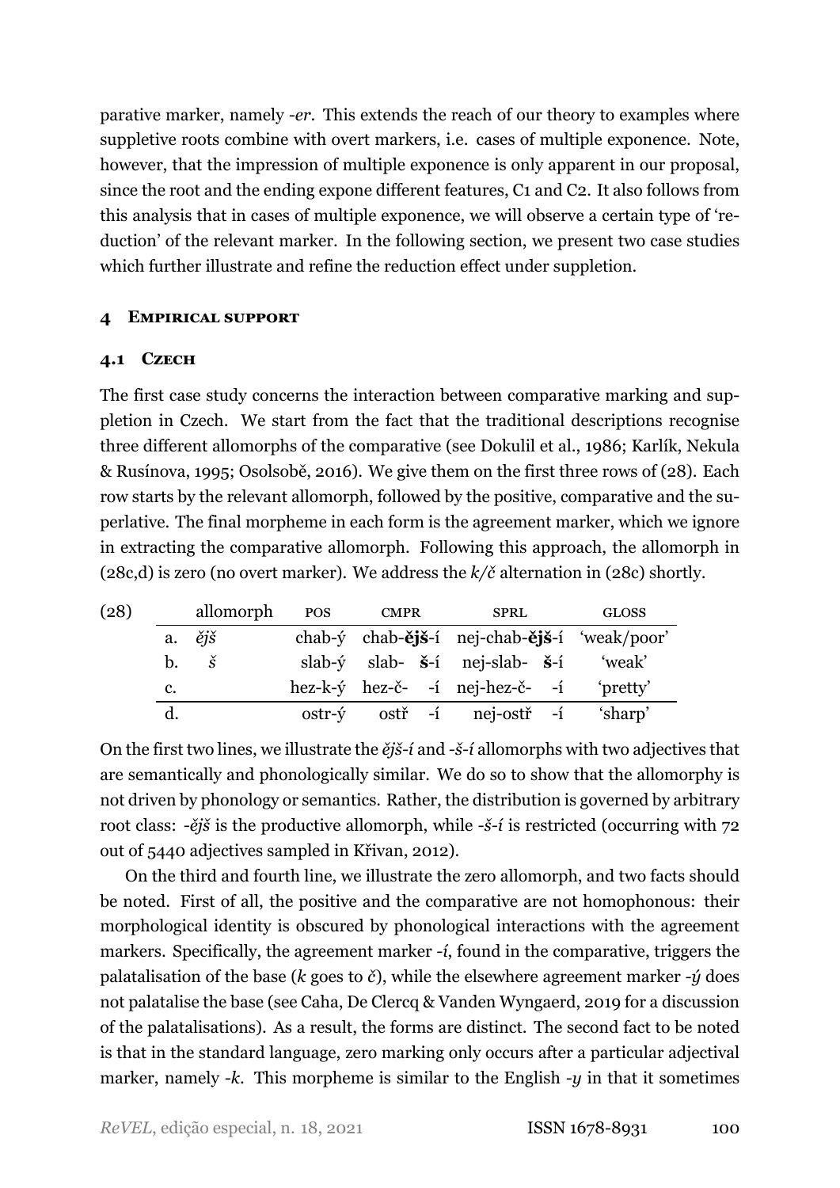parative marker, namely *-er*. This extends the reach of our theory to examples where suppletive roots combine with overt markers, i.e. cases of multiple exponence. Note, however, that the impression of multiple exponence is only apparent in our proposal, since the root and the ending expone different features, C1 and C2. It also follows from this analysis that in cases of multiple exponence, we will observe a certain type of 'reduction' of the relevant marker. In the following section, we present two case studies which further illustrate and refine the reduction effect under suppletion.

## 4 Empirical support

### 4.1 Czech

The first case study concerns the interaction between comparative marking and suppletion in Czech. We start from the fact that the traditional descriptions recognise three different allomorphs of the comparative (see Dokulil et al., 1986; Karlík, Nekula & Rusínova, 1995; Osolsobě, 2016). We give them on the first three rows of (28). Each row starts by the relevant allomorph, followed by the positive, comparative and the superlative. The final morpheme in each form is the agreement marker, which we ignore in extracting the comparative allomorph. Following this approach, the allomorph in (28c,d) is zero (no overt marker). We address the *k/č* alternation in (28c) shortly.

(28)

| | allomorph | POS | CMPR | SPRL | GLOSS |
|---|---|---|---|---|---|
| a. | *ějš* | chab-ý | chab-**ějš**-í | nej-chab-**ějš**-í | 'weak/poor' |
| b. | *š* | slab-ý | slab- **š**-í | nej-slab- **š**-í | 'weak' |
| c. | | hez-k-ý | hez-č- -í | nej-hez-č- -í | 'pretty' |
| d. | | ostr-ý | ostř -í | nej-ostř -í | 'sharp' |

On the first two lines, we illustrate the *ějš-í* and *-š-í* allomorphs with two adjectives that are semantically and phonologically similar. We do so to show that the allomorphy is not driven by phonology or semantics. Rather, the distribution is governed by arbitrary root class: *-ějš* is the productive allomorph, while *-š-í* is restricted (occurring with 72 out of 5440 adjectives sampled in Křivan, 2012).

On the third and fourth line, we illustrate the zero allomorph, and two facts should be noted. First of all, the positive and the comparative are not homophonous: their morphological identity is obscured by phonological interactions with the agreement markers. Specifically, the agreement marker *-í*, found in the comparative, triggers the palatalisation of the base (*k* goes to *č*), while the elsewhere agreement marker *-ý* does not palatalise the base (see Caha, De Clercq & Vanden Wyngaerd, 2019 for a discussion of the palatalisations). As a result, the forms are distinct. The second fact to be noted is that in the standard language, zero marking only occurs after a particular adjectival marker, namely *-k*. This morpheme is similar to the English *-y* in that it sometimes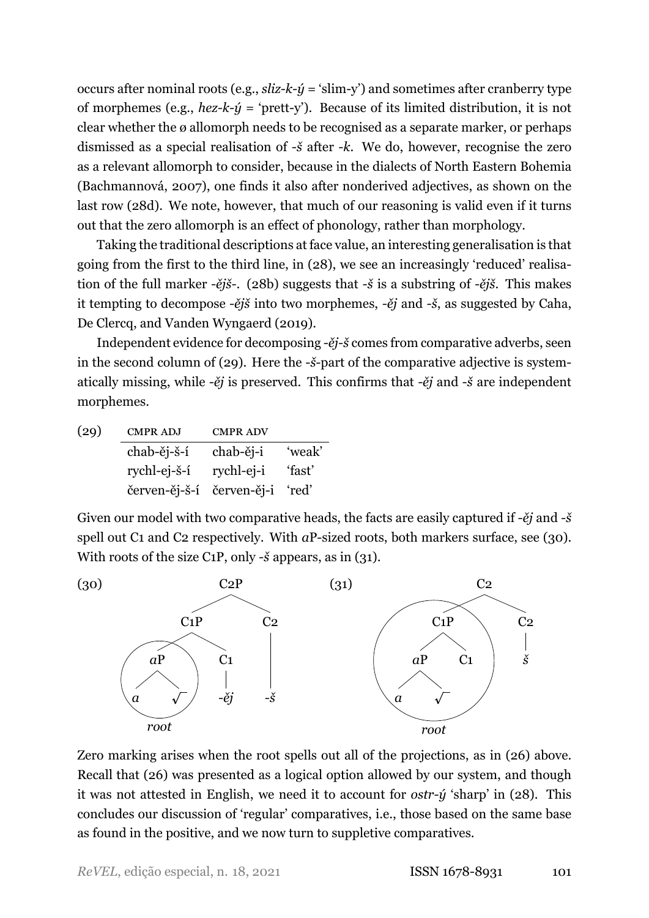occurs after nominal roots (e.g., *sliz-k-ý* = 'slim-y') and sometimes after cranberry type of morphemes (e.g., *hez-k-ý* = 'prett-y'). Because of its limited distribution, it is not clear whether the ø allomorph needs to be recognised as a separate marker, or perhaps dismissed as a special realisation of *-š* after *-k*. We do, however, recognise the zero as a relevant allomorph to consider, because in the dialects of North Eastern Bohemia (Bachmannová, 2007), one finds it also after nonderived adjectives, as shown on the last row (28d). We note, however, that much of our reasoning is valid even if it turns out that the zero allomorph is an effect of phonology, rather than morphology.

Taking the traditional descriptions at face value, an interesting generalisation is that going from the first to the third line, in (28), we see an increasingly 'reduced' realisation of the full marker *-ějš-*. (28b) suggests that *-š* is a substring of *-ějš*. This makes it tempting to decompose *-ějš* into two morphemes, *-ěj* and *-š*, as suggested by Caha, De Clercq, and Vanden Wyngaerd (2019).

Independent evidence for decomposing *-ěj-š* comes from comparative adverbs, seen in the second column of (29). Here the *-š*-part of the comparative adjective is systematically missing, while *-ěj* is preserved. This confirms that *-ěj* and *-š* are independent morphemes.

(29)

| CMPR ADJ | CMPR ADV | |
|---|---|---|
| chab-ěj-š-í | chab-ěj-i | 'weak' |
| rychl-ej-š-í | rychl-ej-i | 'fast' |
| červen-ěj-š-í | červen-ěj-i | 'red' |

Given our model with two comparative heads, the facts are easily captured if *-ěj* and *-š* spell out C1 and C2 respectively. With *a*P-sized roots, both markers surface, see (30). With roots of the size C1P, only *-š* appears, as in (31).

(30) [C2P [C1P [*a*P *a* √ ] C1 ] C2 ] — the *a*P is circled and labelled *root*; C1 is spelled out as *-ěj*, C2 as *-š*.

(31) [C2 [C1P [*a*P *a* √ ] C1 ] C2 ] — the C1P is circled and labelled *root*; C2 is spelled out as *š*.

Zero marking arises when the root spells out all of the projections, as in (26) above. Recall that (26) was presented as a logical option allowed by our system, and though it was not attested in English, we need it to account for *ostr-ý* 'sharp' in (28). This concludes our discussion of 'regular' comparatives, i.e., those based on the same base as found in the positive, and we now turn to suppletive comparatives.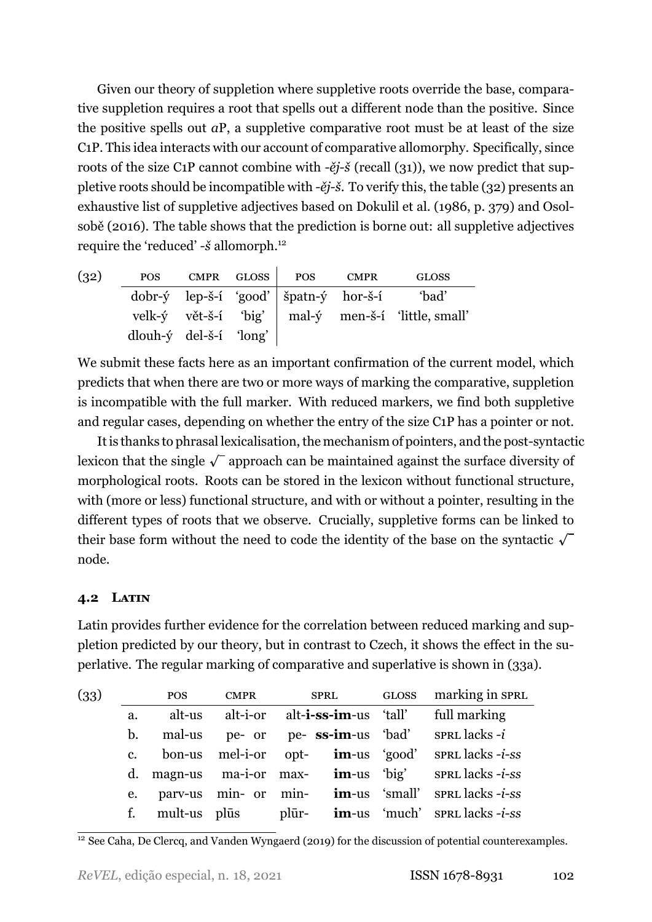Given our theory of suppletion where suppletive roots override the base, comparative suppletion requires a root that spells out a different node than the positive. Since the positive spells out *a*P, a suppletive comparative root must be at least of the size C1P. This idea interacts with our account of comparative allomorphy. Specifically, since roots of the size C1P cannot combine with *-ěj-š* (recall (31)), we now predict that suppletive roots should be incompatible with *-ěj-š*. To verify this, the table (32) presents an exhaustive list of suppletive adjectives based on Dokulil et al. (1986, p. 379) and Osolsobě (2016). The table shows that the prediction is borne out: all suppletive adjectives require the 'reduced' *-š* allomorph.[12]

(32)

| POS | CMPR | GLOSS | POS | CMPR | GLOSS |
|---|---|---|---|---|---|
| dobr-ý | lep-š-í | 'good' | špatn-ý | hor-š-í | 'bad' |
| velk-ý | vět-š-í | 'big' | mal-ý | men-š-í | 'little, small' |
| dlouh-ý | del-š-í | 'long' | | | |

We submit these facts here as an important confirmation of the current model, which predicts that when there are two or more ways of marking the comparative, suppletion is incompatible with the full marker. With reduced markers, we find both suppletive and regular cases, depending on whether the entry of the size C1P has a pointer or not.

It is thanks to phrasal lexicalisation, the mechanism of pointers, and the post-syntactic lexicon that the single $\sqrt{\ }$ approach can be maintained against the surface diversity of morphological roots. Roots can be stored in the lexicon without functional structure, with (more or less) functional structure, and with or without a pointer, resulting in the different types of roots that we observe. Crucially, suppletive forms can be linked to their base form without the need to code the identity of the base on the syntactic $\sqrt{\ }$ node.

### 4.2 Latin

Latin provides further evidence for the correlation between reduced marking and suppletion predicted by our theory, but in contrast to Czech, it shows the effect in the superlative. The regular marking of comparative and superlative is shown in (33a).

(33)

| | POS | CMPR | SPRL | GLOSS | marking in SPRL |
|---|---|---|---|---|---|
| a. | alt-us | alt-i-or | alt-**i-ss-im**-us | 'tall' | full marking |
| b. | mal-us | pe- or | pe- **ss-im**-us | 'bad' | SPRL lacks *-i* |
| c. | bon-us | mel-i-or | opt- **im**-us | 'good' | SPRL lacks *-i-ss* |
| d. | magn-us | ma-i-or | max- **im**-us | 'big' | SPRL lacks *-i-ss* |
| e. | parv-us | min- or | min- **im**-us | 'small' | SPRL lacks *-i-ss* |
| f. | mult-us | plūs | plūr- **im**-us | 'much' | SPRL lacks *-i-ss* |

[12] See Caha, De Clercq, and Vanden Wyngaerd (2019) for the discussion of potential counterexamples.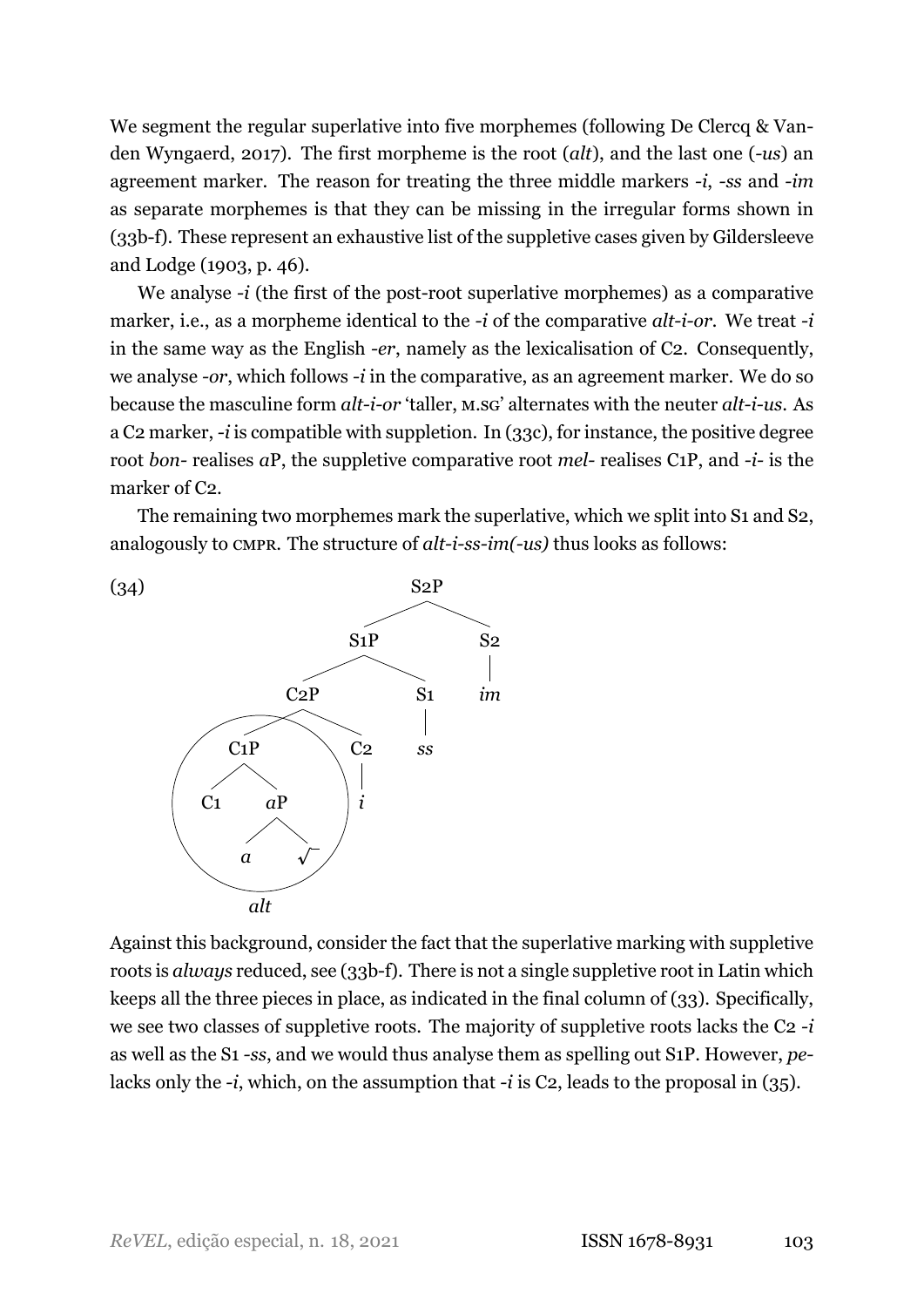We segment the regular superlative into five morphemes (following De Clercq & Vanden Wyngaerd, 2017). The first morpheme is the root (*alt*), and the last one (*-us*) an agreement marker. The reason for treating the three middle markers *-i*, *-ss* and *-im* as separate morphemes is that they can be missing in the irregular forms shown in (33b-f). These represent an exhaustive list of the suppletive cases given by Gildersleeve and Lodge (1903, p. 46).

We analyse *-i* (the first of the post-root superlative morphemes) as a comparative marker, i.e., as a morpheme identical to the *-i* of the comparative *alt-i-or*. We treat *-i* in the same way as the English *-er*, namely as the lexicalisation of C2. Consequently, we analyse *-or*, which follows *-i* in the comparative, as an agreement marker. We do so because the masculine form *alt-i-or* 'taller, M.SG' alternates with the neuter *alt-i-us*. As a C2 marker, *-i* is compatible with suppletion. In (33c), for instance, the positive degree root *bon-* realises *a*P, the suppletive comparative root *mel-* realises C1P, and *-i-* is the marker of C2.

The remaining two morphemes mark the superlative, which we split into S1 and S2, analogously to CMPR. The structure of *alt-i-ss-im(-us)* thus looks as follows:

(34)

```
                    S2P
                  /     \
               S1P       S2
              /   \       |
           C2P     S1     im
          /   \     |
       C1P     C2   ss
      /   \     |
    C1    aP    i
         /  \
        a    √
  [C1P circled: alt]
```

Against this background, consider the fact that the superlative marking with suppletive roots is *always* reduced, see (33b-f). There is not a single suppletive root in Latin which keeps all the three pieces in place, as indicated in the final column of (33). Specifically, we see two classes of suppletive roots. The majority of suppletive roots lacks the C2 *-i* as well as the S1 *-ss*, and we would thus analyse them as spelling out S1P. However, *pe-* lacks only the *-i*, which, on the assumption that *-i* is C2, leads to the proposal in (35).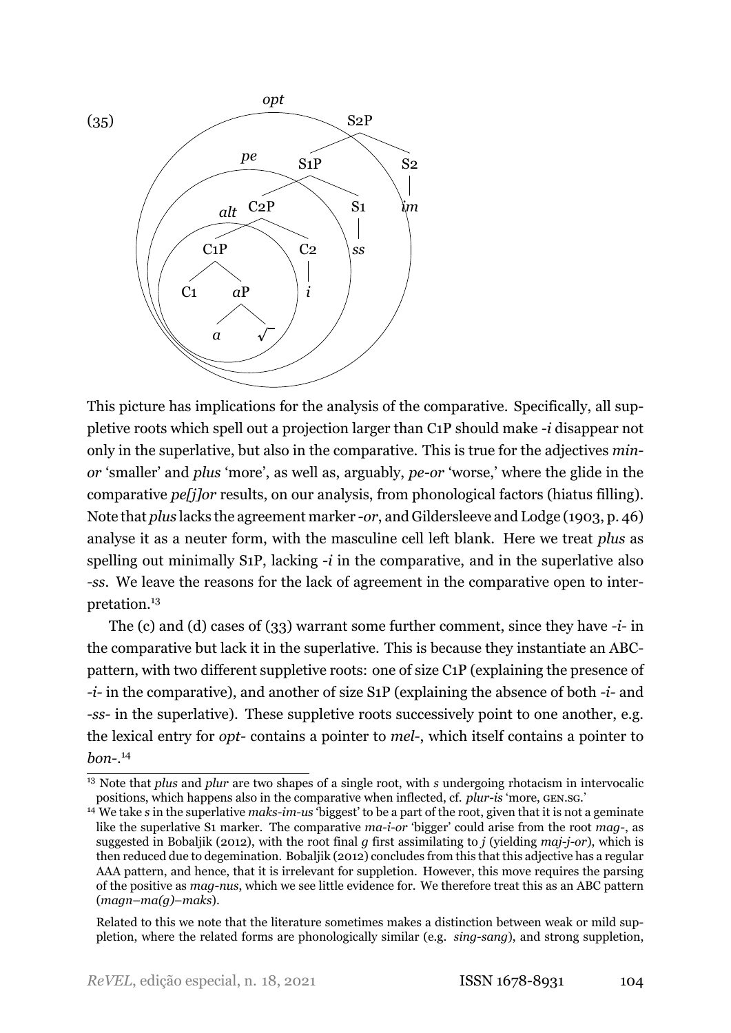(35) [Tree diagram: S2P → S1P, S2 (*im*); S1P → C2P, S1 (*ss*); C2P → C1P, C2 (*i*); C1P → C1, *a*P; *a*P → *a*, √. Circles labelled *alt* (around C2P), *pe* (around S1P), *opt* (around S2P).]

This picture has implications for the analysis of the comparative. Specifically, all suppletive roots which spell out a projection larger than C1P should make *-i* disappear not only in the superlative, but also in the comparative. This is true for the adjectives *min-or* 'smaller' and *plus* 'more', as well as, arguably, *pe-or* 'worse,' where the glide in the comparative *pe[j]or* results, on our analysis, from phonological factors (hiatus filling). Note that *plus* lacks the agreement marker *-or*, and Gildersleeve and Lodge (1903, p. 46) analyse it as a neuter form, with the masculine cell left blank. Here we treat *plus* as spelling out minimally S1P, lacking *-i* in the comparative, and in the superlative also *-ss*. We leave the reasons for the lack of agreement in the comparative open to interpretation.[13]

The (c) and (d) cases of (33) warrant some further comment, since they have *-i-* in the comparative but lack it in the superlative. This is because they instantiate an ABC-pattern, with two different suppletive roots: one of size C1P (explaining the presence of *-i-* in the comparative), and another of size S1P (explaining the absence of both *-i-* and *-ss-* in the superlative). These suppletive roots successively point to one another, e.g. the lexical entry for *opt-* contains a pointer to *mel-*, which itself contains a pointer to *bon-*.[14]

[13] Note that *plus* and *plur* are two shapes of a single root, with *s* undergoing rhotacism in intervocalic positions, which happens also in the comparative when inflected, cf. *plur-is* 'more, GEN.SG.'

[14] We take *s* in the superlative *maks-im-us* 'biggest' to be a part of the root, given that it is not a geminate like the superlative S1 marker. The comparative *ma-i-or* 'bigger' could arise from the root *mag-*, as suggested in Bobaljik (2012), with the root final *g* first assimilating to *j* (yielding *maj-j-or*), which is then reduced due to degemination. Bobaljik (2012) concludes from this that this adjective has a regular AAA pattern, and hence, that it is irrelevant for suppletion. However, this move requires the parsing of the positive as *mag-nus*, which we see little evidence for. We therefore treat this as an ABC pattern (*magn–ma(g)–maks*).

Related to this we note that the literature sometimes makes a distinction between weak or mild suppletion, where the related forms are phonologically similar (e.g. *sing-sang*), and strong suppletion,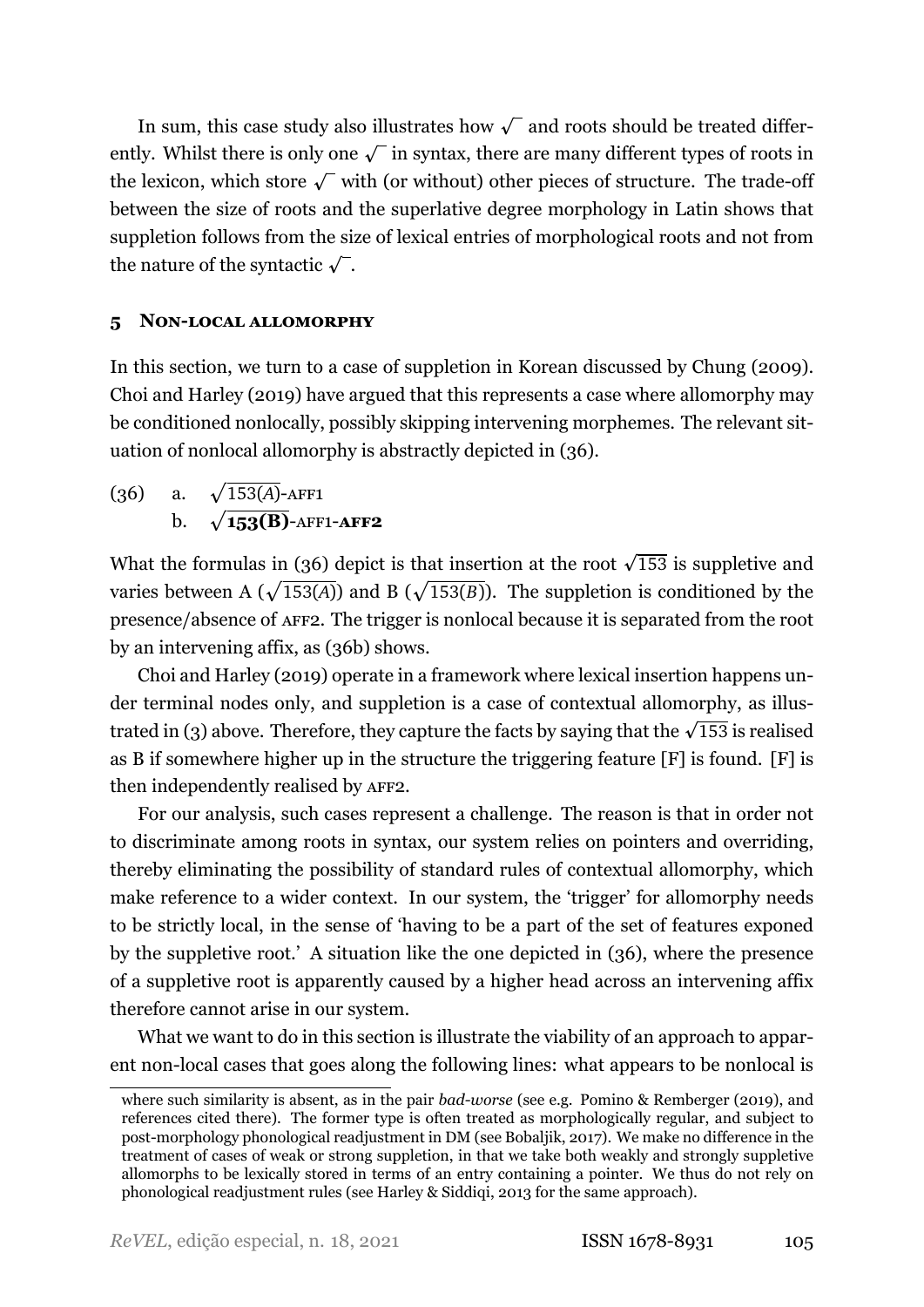In sum, this case study also illustrates how $\sqrt{\phantom{x}}$ and roots should be treated differently. Whilst there is only one $\sqrt{\phantom{x}}$ in syntax, there are many different types of roots in the lexicon, which store $\sqrt{\phantom{x}}$ with (or without) other pieces of structure. The trade-off between the size of roots and the superlative degree morphology in Latin shows that suppletion follows from the size of lexical entries of morphological roots and not from the nature of the syntactic $\sqrt{\phantom{x}}$.

## 5 Non-local allomorphy

In this section, we turn to a case of suppletion in Korean discussed by Chung (2009). Choi and Harley (2019) have argued that this represents a case where allomorphy may be conditioned nonlocally, possibly skipping intervening morphemes. The relevant situation of nonlocal allomorphy is abstractly depicted in (36).

(36) a. $\sqrt{153(A)}$-AFF1
  b. $\sqrt{\mathbf{153(B)}}$-AFF1-**AFF2**

What the formulas in (36) depict is that insertion at the root $\sqrt{153}$ is suppletive and varies between A ($\sqrt{153(A)}$) and B ($\sqrt{153(B)}$). The suppletion is conditioned by the presence/absence of AFF2. The trigger is nonlocal because it is separated from the root by an intervening affix, as (36b) shows.

Choi and Harley (2019) operate in a framework where lexical insertion happens under terminal nodes only, and suppletion is a case of contextual allomorphy, as illustrated in (3) above. Therefore, they capture the facts by saying that the $\sqrt{153}$ is realised as B if somewhere higher up in the structure the triggering feature [F] is found. [F] is then independently realised by AFF2.

For our analysis, such cases represent a challenge. The reason is that in order not to discriminate among roots in syntax, our system relies on pointers and overriding, thereby eliminating the possibility of standard rules of contextual allomorphy, which make reference to a wider context. In our system, the 'trigger' for allomorphy needs to be strictly local, in the sense of 'having to be a part of the set of features exponed by the suppletive root.' A situation like the one depicted in (36), where the presence of a suppletive root is apparently caused by a higher head across an intervening affix therefore cannot arise in our system.

What we want to do in this section is illustrate the viability of an approach to apparent non-local cases that goes along the following lines: what appears to be nonlocal is

---

where such similarity is absent, as in the pair *bad-worse* (see e.g. Pomino & Remberger (2019), and references cited there). The former type is often treated as morphologically regular, and subject to post-morphology phonological readjustment in DM (see Bobaljik, 2017). We make no difference in the treatment of cases of weak or strong suppletion, in that we take both weakly and strongly suppletive allomorphs to be lexically stored in terms of an entry containing a pointer. We thus do not rely on phonological readjustment rules (see Harley & Siddiqi, 2013 for the same approach).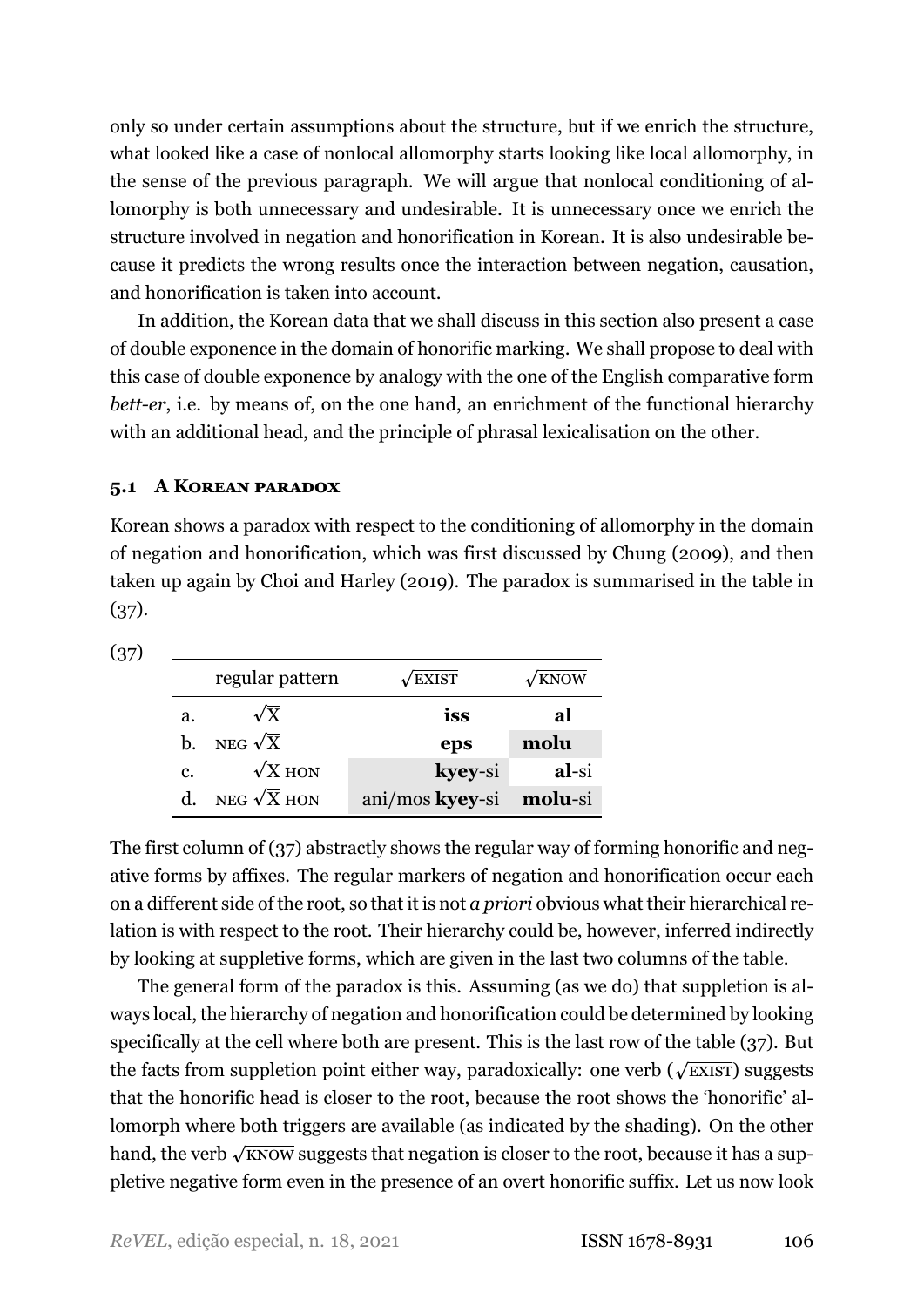only so under certain assumptions about the structure, but if we enrich the structure, what looked like a case of nonlocal allomorphy starts looking like local allomorphy, in the sense of the previous paragraph. We will argue that nonlocal conditioning of allomorphy is both unnecessary and undesirable. It is unnecessary once we enrich the structure involved in negation and honorification in Korean. It is also undesirable because it predicts the wrong results once the interaction between negation, causation, and honorification is taken into account.

In addition, the Korean data that we shall discuss in this section also present a case of double exponence in the domain of honorific marking. We shall propose to deal with this case of double exponence by analogy with the one of the English comparative form *bett-er*, i.e. by means of, on the one hand, an enrichment of the functional hierarchy with an additional head, and the principle of phrasal lexicalisation on the other.

### 5.1 A Korean paradox

Korean shows a paradox with respect to the conditioning of allomorphy in the domain of negation and honorification, which was first discussed by Chung (2009), and then taken up again by Choi and Harley (2019). The paradox is summarised in the table in (37).

(37)

| | regular pattern | $\sqrt{\text{EXIST}}$ | $\sqrt{\text{KNOW}}$ |
|---|---|---|---|
| a. | $\sqrt{\text{X}}$ | **iss** | **al** |
| b. | NEG $\sqrt{\text{X}}$ | **eps** | **molu** |
| c. | $\sqrt{\text{X}}$ HON | **kyey**-si | **al**-si |
| d. | NEG $\sqrt{\text{X}}$ HON | ani/mos **kyey**-si | **molu**-si |

The first column of (37) abstractly shows the regular way of forming honorific and negative forms by affixes. The regular markers of negation and honorification occur each on a different side of the root, so that it is not *a priori* obvious what their hierarchical relation is with respect to the root. Their hierarchy could be, however, inferred indirectly by looking at suppletive forms, which are given in the last two columns of the table.

The general form of the paradox is this. Assuming (as we do) that suppletion is always local, the hierarchy of negation and honorification could be determined by looking specifically at the cell where both are present. This is the last row of the table (37). But the facts from suppletion point either way, paradoxically: one verb ($\sqrt{\text{EXIST}}$) suggests that the honorific head is closer to the root, because the root shows the 'honorific' allomorph where both triggers are available (as indicated by the shading). On the other hand, the verb $\sqrt{\text{KNOW}}$ suggests that negation is closer to the root, because it has a suppletive negative form even in the presence of an overt honorific suffix. Let us now look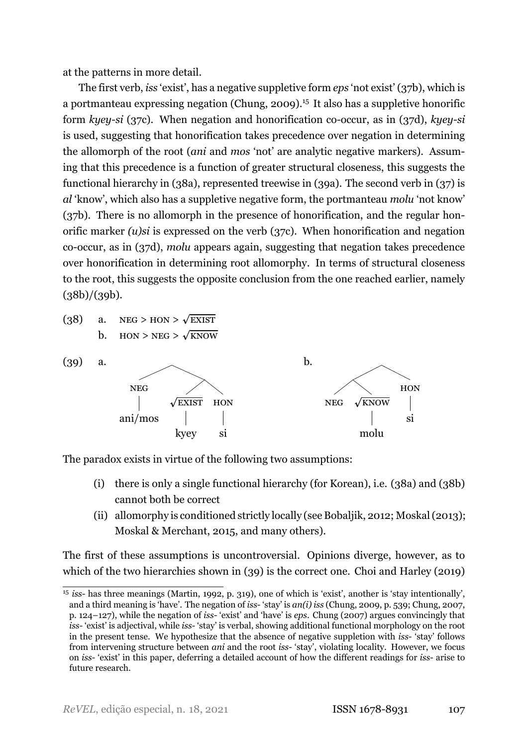at the patterns in more detail.

The first verb, *iss* 'exist', has a negative suppletive form *eps* 'not exist' (37b), which is a portmanteau expressing negation (Chung, 2009).[15] It also has a suppletive honorific form *kyey-si* (37c). When negation and honorification co-occur, as in (37d), *kyey-si* is used, suggesting that honorification takes precedence over negation in determining the allomorph of the root (*ani* and *mos* 'not' are analytic negative markers). Assuming that this precedence is a function of greater structural closeness, this suggests the functional hierarchy in (38a), represented treewise in (39a). The second verb in (37) is *al* 'know', which also has a suppletive negative form, the portmanteau *molu* 'not know' (37b). There is no allomorph in the presence of honorification, and the regular honorific marker *(u)si* is expressed on the verb (37c). When honorification and negation co-occur, as in (37d), *molu* appears again, suggesting that negation takes precedence over honorification in determining root allomorphy. In terms of structural closeness to the root, this suggests the opposite conclusion from the one reached earlier, namely (38b)/(39b).

(38) a. NEG > HON > $\sqrt{\text{EXIST}}$
 b. HON > NEG > $\sqrt{\text{KNOW}}$

(39) a. [NEG ani/mos [$\sqrt{\text{EXIST}}$ kyey HON si]]
 b. [[NEG $\sqrt{\text{KNOW}}$ molu] HON si]

The paradox exists in virtue of the following two assumptions:

(i) there is only a single functional hierarchy (for Korean), i.e. (38a) and (38b) cannot both be correct
(ii) allomorphy is conditioned strictly locally (see Bobaljik, 2012; Moskal (2013); Moskal & Merchant, 2015, and many others).

The first of these assumptions is uncontroversial. Opinions diverge, however, as to which of the two hierarchies shown in (39) is the correct one. Choi and Harley (2019)

[15] *iss-* has three meanings (Martin, 1992, p. 319), one of which is 'exist', another is 'stay intentionally', and a third meaning is 'have'. The negation of *iss-* 'stay' is *an(i) iss* (Chung, 2009, p. 539; Chung, 2007, p. 124–127), while the negation of *iss-* 'exist' and 'have' is *eps*. Chung (2007) argues convincingly that *iss-* 'exist' is adjectival, while *iss-* 'stay' is verbal, showing additional functional morphology on the root in the present tense. We hypothesize that the absence of negative suppletion with *iss-* 'stay' follows from intervening structure between *ani* and the root *iss-* 'stay', violating locality. However, we focus on *iss-* 'exist' in this paper, deferring a detailed account of how the different readings for *iss-* arise to future research.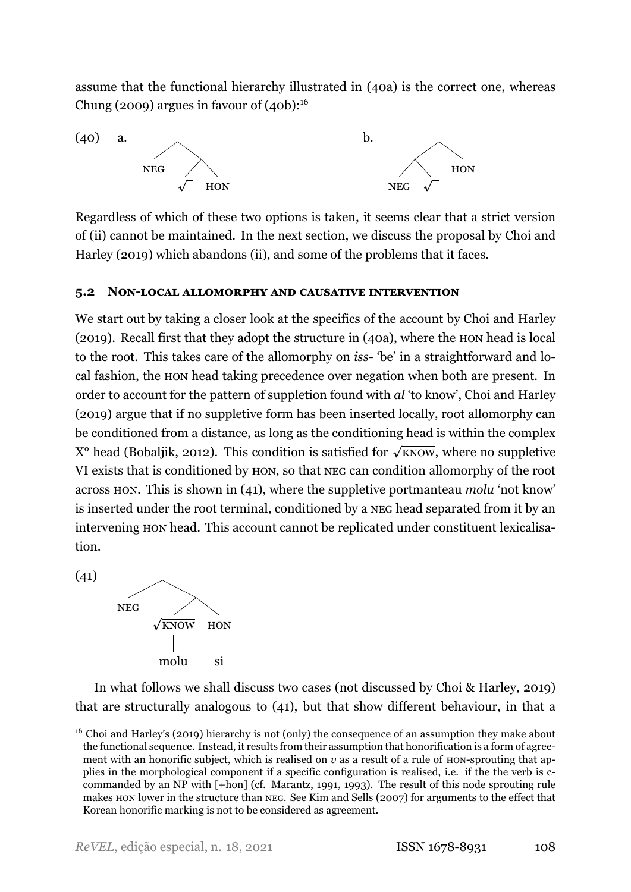assume that the functional hierarchy illustrated in (40a) is the correct one, whereas Chung (2009) argues in favour of (40b):[16]

(40) a. [ NEG [ √ HON ] ]  b. [ [ NEG √ ] HON ]

Regardless of which of these two options is taken, it seems clear that a strict version of (ii) cannot be maintained. In the next section, we discuss the proposal by Choi and Harley (2019) which abandons (ii), and some of the problems that it faces.

### 5.2 Non-local allomorphy and causative intervention

We start out by taking a closer look at the specifics of the account by Choi and Harley (2019). Recall first that they adopt the structure in (40a), where the HON head is local to the root. This takes care of the allomorphy on *iss-* 'be' in a straightforward and local fashion, the HON head taking precedence over negation when both are present. In order to account for the pattern of suppletion found with *al* 'to know', Choi and Harley (2019) argue that if no suppletive form has been inserted locally, root allomorphy can be conditioned from a distance, as long as the conditioning head is within the complex X° head (Bobaljik, 2012). This condition is satisfied for $\sqrt{\text{KNOW}}$, where no suppletive VI exists that is conditioned by HON, so that NEG can condition allomorphy of the root across HON. This is shown in (41), where the suppletive portmanteau *molu* 'not know' is inserted under the root terminal, conditioned by a NEG head separated from it by an intervening HON head. This account cannot be replicated under constituent lexicalisation.

(41) [ NEG [ $\sqrt{\text{KNOW}}$ HON ] ]
  $\sqrt{\text{KNOW}}$ → molu, HON → si

In what follows we shall discuss two cases (not discussed by Choi & Harley, 2019) that are structurally analogous to (41), but that show different behaviour, in that a

[16] Choi and Harley's (2019) hierarchy is not (only) the consequence of an assumption they make about the functional sequence. Instead, it results from their assumption that honorification is a form of agreement with an honorific subject, which is realised on *v* as a result of a rule of HON-sprouting that applies in the morphological component if a specific configuration is realised, i.e. if the the verb is c-commanded by an NP with [+hon] (cf. Marantz, 1991, 1993). The result of this node sprouting rule makes HON lower in the structure than NEG. See Kim and Sells (2007) for arguments to the effect that Korean honorific marking is not to be considered as agreement.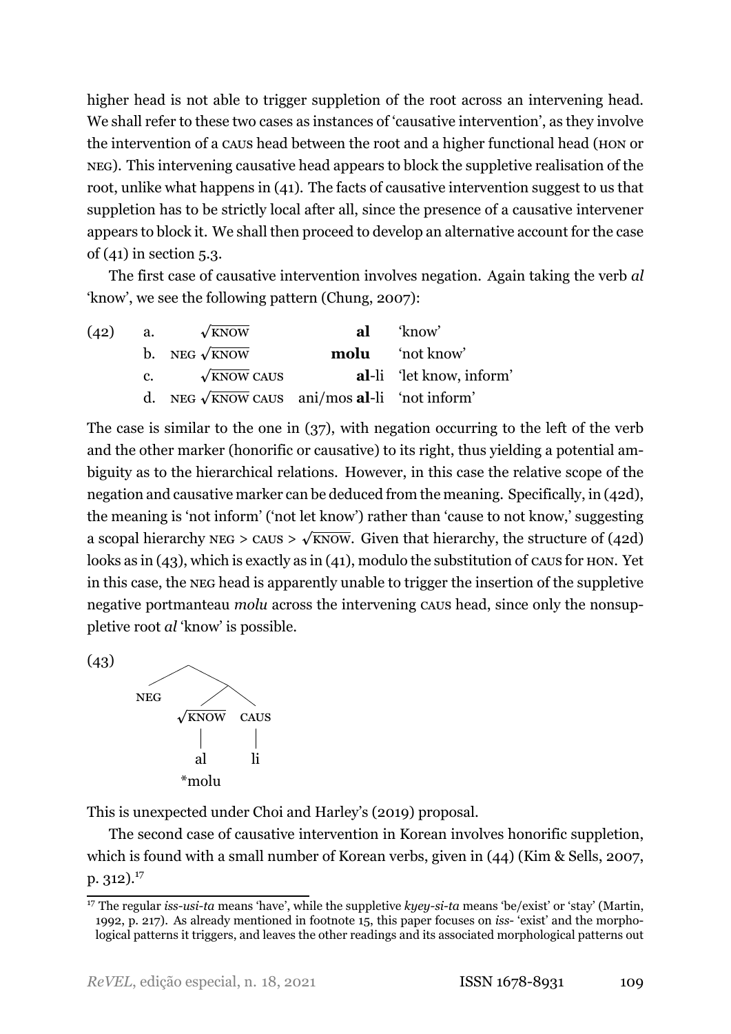higher head is not able to trigger suppletion of the root across an intervening head. We shall refer to these two cases as instances of 'causative intervention', as they involve the intervention of a CAUS head between the root and a higher functional head (HON or NEG). This intervening causative head appears to block the suppletive realisation of the root, unlike what happens in (41). The facts of causative intervention suggest to us that suppletion has to be strictly local after all, since the presence of a causative intervener appears to block it. We shall then proceed to develop an alternative account for the case of (41) in section 5.3.

The first case of causative intervention involves negation. Again taking the verb *al* 'know', we see the following pattern (Chung, 2007):

(42)
a. $\sqrt{\text{KNOW}}$ **al** 'know'
b. NEG $\sqrt{\text{KNOW}}$ **molu** 'not know'
c. $\sqrt{\text{KNOW}}$ CAUS **al**-li 'let know, inform'
d. NEG $\sqrt{\text{KNOW}}$ CAUS ani/mos **al**-li 'not inform'

The case is similar to the one in (37), with negation occurring to the left of the verb and the other marker (honorific or causative) to its right, thus yielding a potential ambiguity as to the hierarchical relations. However, in this case the relative scope of the negation and causative marker can be deduced from the meaning. Specifically, in (42d), the meaning is 'not inform' ('not let know') rather than 'cause to not know,' suggesting a scopal hierarchy NEG > CAUS > $\sqrt{\text{KNOW}}$. Given that hierarchy, the structure of (42d) looks as in (43), which is exactly as in (41), modulo the substitution of CAUS for HON. Yet in this case, the NEG head is apparently unable to trigger the insertion of the suppletive negative portmanteau *molu* across the intervening CAUS head, since only the nonsuppletive root *al* 'know' is possible.

(43)
```
        /\
       /  \
    NEG    /\
          /  \
    √KNOW    CAUS
      |        |
      al       li
    *molu
```

This is unexpected under Choi and Harley's (2019) proposal.

The second case of causative intervention in Korean involves honorific suppletion, which is found with a small number of Korean verbs, given in (44) (Kim & Sells, 2007, p. 312).[17]

[17] The regular *iss-usi-ta* means 'have', while the suppletive *kyey-si-ta* means 'be/exist' or 'stay' (Martin, 1992, p. 217). As already mentioned in footnote 15, this paper focuses on *iss-* 'exist' and the morphological patterns it triggers, and leaves the other readings and its associated morphological patterns out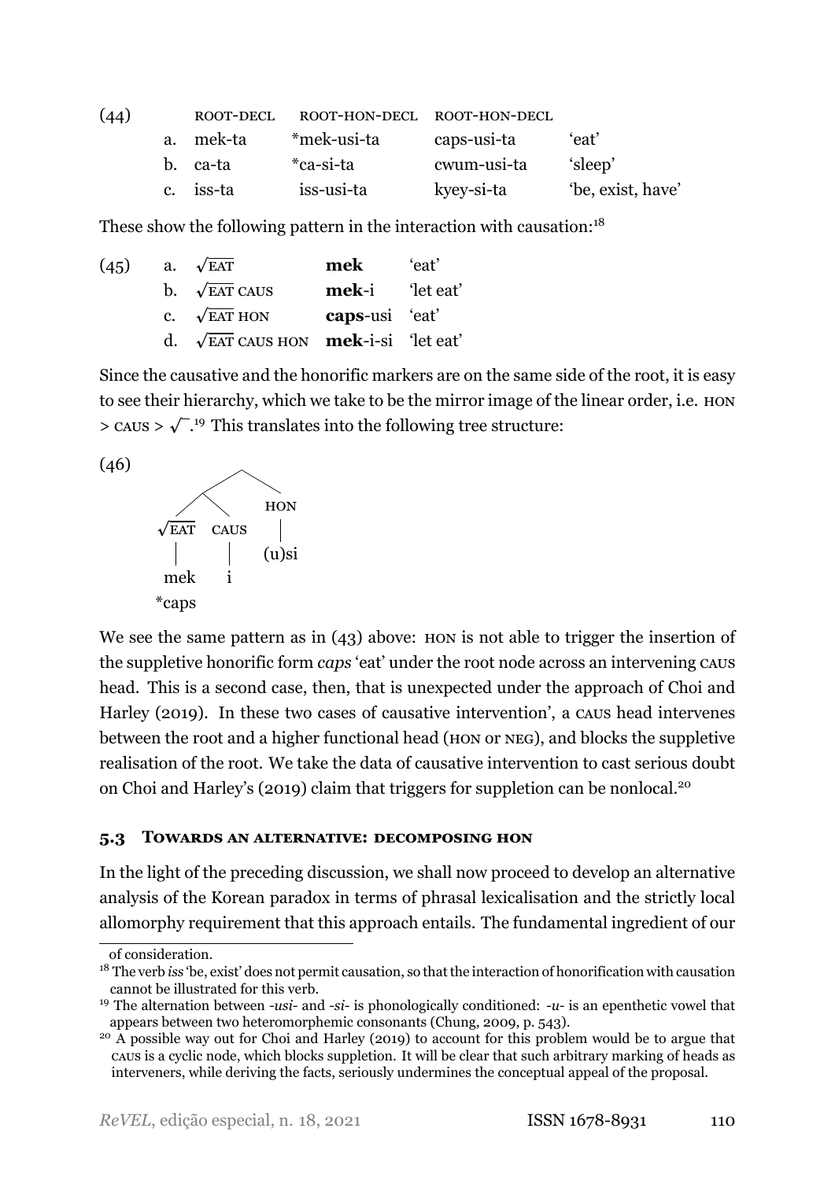(44)

| | ROOT-DECL | ROOT-HON-DECL | ROOT-HON-DECL | |
|---|---|---|---|---|
| a. | mek-ta | *mek-usi-ta | caps-usi-ta | 'eat' |
| b. | ca-ta | *ca-si-ta | cwum-usi-ta | 'sleep' |
| c. | iss-ta | iss-usi-ta | kyey-si-ta | 'be, exist, have' |

These show the following pattern in the interaction with causation:[18]

(45)
a. $\sqrt{\text{EAT}}$ **mek** 'eat'
b. $\sqrt{\text{EAT}}$ CAUS **mek**-i 'let eat'
c. $\sqrt{\text{EAT}}$ HON **caps**-usi 'eat'
d. $\sqrt{\text{EAT}}$ CAUS HON **mek**-i-si 'let eat'

Since the causative and the honorific markers are on the same side of the root, it is easy to see their hierarchy, which we take to be the mirror image of the linear order, i.e. HON > CAUS > $\sqrt{\ }$.[19] This translates into the following tree structure:

(46)

```
          /\
         /  \
        /\   HON
       /  \   |
  √EAT   CAUS (u)si
    |      |
   mek     i
  *caps
```

We see the same pattern as in (43) above: HON is not able to trigger the insertion of the suppletive honorific form *caps* 'eat' under the root node across an intervening CAUS head. This is a second case, then, that is unexpected under the approach of Choi and Harley (2019). In these two cases of causative intervention', a CAUS head intervenes between the root and a higher functional head (HON or NEG), and blocks the suppletive realisation of the root. We take the data of causative intervention to cast serious doubt on Choi and Harley's (2019) claim that triggers for suppletion can be nonlocal.[20]

### 5.3 Towards an alternative: decomposing HON

In the light of the preceding discussion, we shall now proceed to develop an alternative analysis of the Korean paradox in terms of phrasal lexicalisation and the strictly local allomorphy requirement that this approach entails. The fundamental ingredient of our

---

of consideration.

[18] The verb *iss* 'be, exist' does not permit causation, so that the interaction of honorification with causation cannot be illustrated for this verb.

[19] The alternation between *-usi-* and *-si-* is phonologically conditioned: *-u-* is an epenthetic vowel that appears between two heteromorphemic consonants (Chung, 2009, p. 543).

[20] A possible way out for Choi and Harley (2019) to account for this problem would be to argue that CAUS is a cyclic node, which blocks suppletion. It will be clear that such arbitrary marking of heads as interveners, while deriving the facts, seriously undermines the conceptual appeal of the proposal.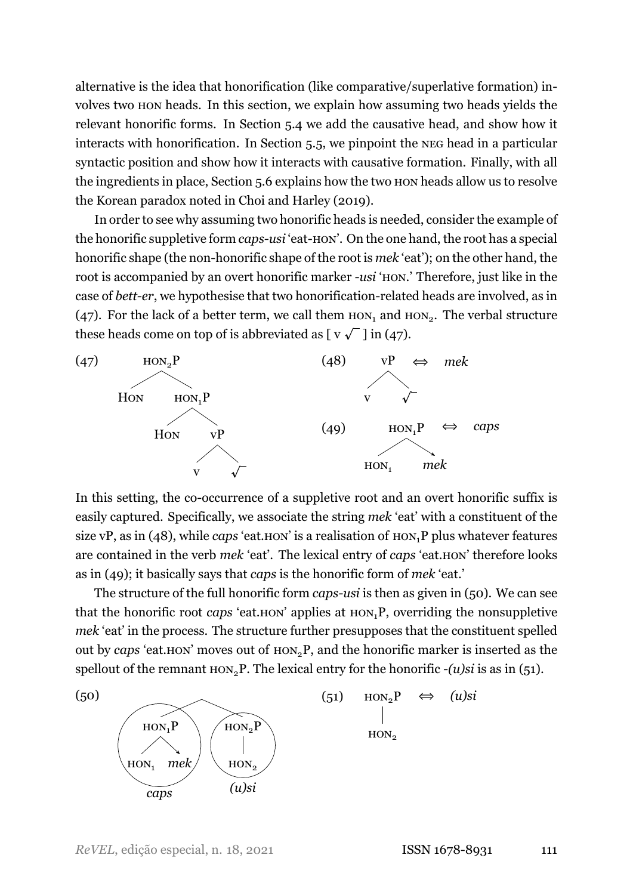alternative is the idea that honorification (like comparative/superlative formation) involves two HON heads. In this section, we explain how assuming two heads yields the relevant honorific forms. In Section 5.4 we add the causative head, and show how it interacts with honorification. In Section 5.5, we pinpoint the NEG head in a particular syntactic position and show how it interacts with causative formation. Finally, with all the ingredients in place, Section 5.6 explains how the two HON heads allow us to resolve the Korean paradox noted in Choi and Harley (2019).

In order to see why assuming two honorific heads is needed, consider the example of the honorific suppletive form *caps-usi* 'eat-HON'. On the one hand, the root has a special honorific shape (the non-honorific shape of the root is *mek* 'eat'); on the other hand, the root is accompanied by an overt honorific marker *-usi* 'HON.' Therefore, just like in the case of *bett-er*, we hypothesise that two honorification-related heads are involved, as in (47). For the lack of a better term, we call them $\text{HON}_1$ and $\text{HON}_2$. The verbal structure these heads come on top of is abbreviated as [ v $\sqrt{\ }$ ] in (47).

(47) [$_{\text{HON}_2\text{P}}$ HON [$_{\text{HON}_1\text{P}}$ HON [$_{\text{vP}}$ v $\sqrt{\ }$ ]]]

(48) [$_{\text{vP}}$ v $\sqrt{\ }$ ] $\Leftrightarrow$ *mek*

(49) [$_{\text{HON}_1\text{P}}$ $\text{HON}_1$ *mek* ] $\Leftrightarrow$ *caps*

In this setting, the co-occurrence of a suppletive root and an overt honorific suffix is easily captured. Specifically, we associate the string *mek* 'eat' with a constituent of the size vP, as in (48), while *caps* 'eat.HON' is a realisation of $\text{HON}_1\text{P}$ plus whatever features are contained in the verb *mek* 'eat'. The lexical entry of *caps* 'eat.HON' therefore looks as in (49); it basically says that *caps* is the honorific form of *mek* 'eat.'

The structure of the full honorific form *caps-usi* is then as given in (50). We can see that the honorific root *caps* 'eat.HON' applies at $\text{HON}_1\text{P}$, overriding the nonsuppletive *mek* 'eat' in the process. The structure further presupposes that the constituent spelled out by *caps* 'eat.HON' moves out of $\text{HON}_2\text{P}$, and the honorific marker is inserted as the spellout of the remnant $\text{HON}_2\text{P}$. The lexical entry for the honorific *-(u)si* is as in (51).

(50) [ [$_{\text{HON}_1\text{P}}$ $\text{HON}_1$ *mek* ] = *caps* [$_{\text{HON}_2\text{P}}$ $\text{HON}_2$ ] = *(u)si* ]

(51) [$_{\text{HON}_2\text{P}}$ $\text{HON}_2$ ] $\Leftrightarrow$ *(u)si*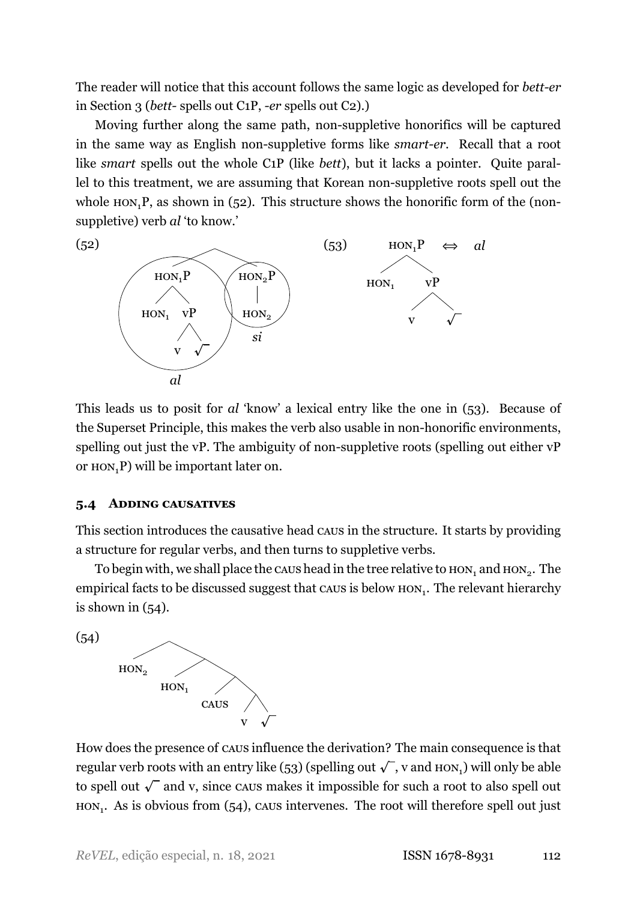The reader will notice that this account follows the same logic as developed for *bett-er* in Section 3 (*bett-* spells out C1P, *-er* spells out C2).)

Moving further along the same path, non-suppletive honorifics will be captured in the same way as English non-suppletive forms like *smart-er*. Recall that a root like *smart* spells out the whole C1P (like *bett*), but it lacks a pointer. Quite parallel to this treatment, we are assuming that Korean non-suppletive roots spell out the whole $\text{HON}_1$P, as shown in (52). This structure shows the honorific form of the (non-suppletive) verb *al* 'to know.'

(52) [[ $\text{HON}_1$P $\text{HON}_1$ [vP v √ ] ] [ $\text{HON}_2$P $\text{HON}_2$ ] ] — $\text{HON}_1$P spelled out as *al*; $\text{HON}_2$P spelled out as *si*

(53) [ $\text{HON}_1$P $\text{HON}_1$ [vP v √ ] ] ⇔ *al*

This leads us to posit for *al* 'know' a lexical entry like the one in (53). Because of the Superset Principle, this makes the verb also usable in non-honorific environments, spelling out just the vP. The ambiguity of non-suppletive roots (spelling out either vP or $\text{HON}_1$P) will be important later on.

### 5.4 Adding causatives

This section introduces the causative head CAUS in the structure. It starts by providing a structure for regular verbs, and then turns to suppletive verbs.

To begin with, we shall place the CAUS head in the tree relative to $\text{HON}_1$ and $\text{HON}_2$. The empirical facts to be discussed suggest that CAUS is below $\text{HON}_1$. The relevant hierarchy is shown in (54).

(54) [ $\text{HON}_2$ [ $\text{HON}_1$ [ CAUS [ v √ ] ] ] ]

How does the presence of CAUS influence the derivation? The main consequence is that regular verb roots with an entry like (53) (spelling out √, v and $\text{HON}_1$) will only be able to spell out √ and v, since CAUS makes it impossible for such a root to also spell out $\text{HON}_1$. As is obvious from (54), CAUS intervenes. The root will therefore spell out just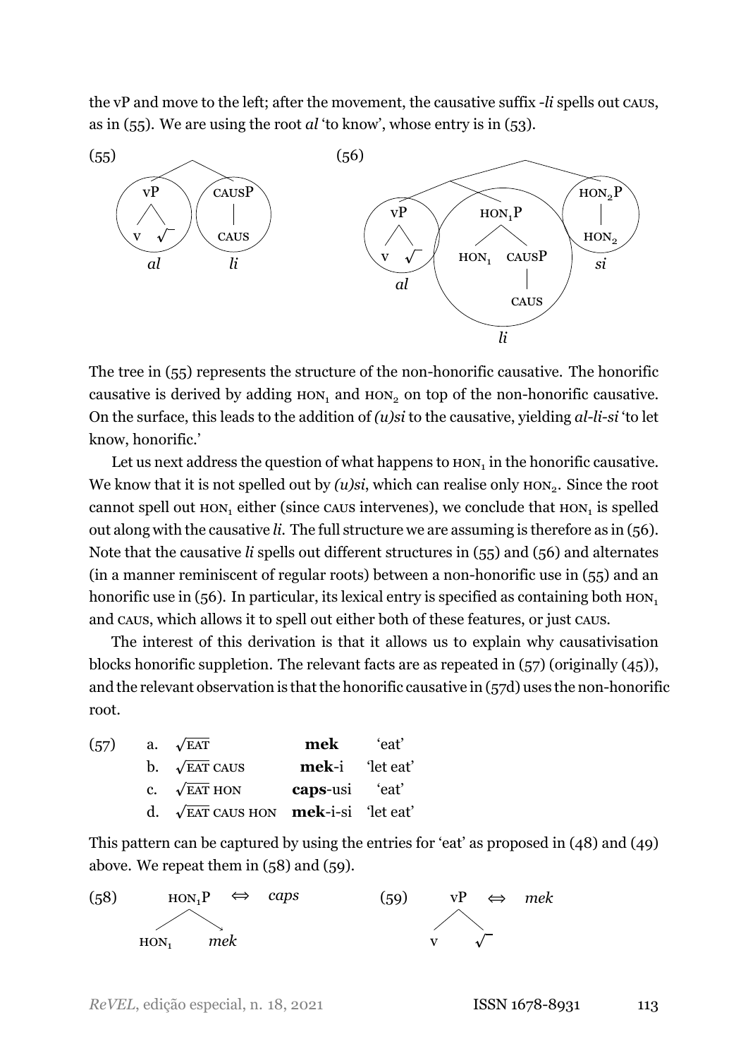the vP and move to the left; after the movement, the causative suffix -*li* spells out CAUS, as in (55). We are using the root *al* 'to know', whose entry is in (53).

(55) [[vP v √ ] *al* [CAUSP CAUS] *li*]

(56) [[vP v √ ] *al* [HON$_1$P HON$_1$ [CAUSP CAUS]] *li* [HON$_2$P HON$_2$] *si*]

The tree in (55) represents the structure of the non-honorific causative. The honorific causative is derived by adding HON$_1$ and HON$_2$ on top of the non-honorific causative. On the surface, this leads to the addition of *(u)si* to the causative, yielding *al-li-si* 'to let know, honorific.'

Let us next address the question of what happens to HON$_1$ in the honorific causative. We know that it is not spelled out by *(u)si*, which can realise only HON$_2$. Since the root cannot spell out HON$_1$ either (since CAUS intervenes), we conclude that HON$_1$ is spelled out along with the causative *li*. The full structure we are assuming is therefore as in (56). Note that the causative *li* spells out different structures in (55) and (56) and alternates (in a manner reminiscent of regular roots) between a non-honorific use in (55) and an honorific use in (56). In particular, its lexical entry is specified as containing both HON$_1$ and CAUS, which allows it to spell out either both of these features, or just CAUS.

The interest of this derivation is that it allows us to explain why causativisation blocks honorific suppletion. The relevant facts are as repeated in (57) (originally (45)), and the relevant observation is that the honorific causative in (57d) uses the non-honorific root.

(57)

| | | | |
|---|---|---|---|
| a. | √EAT | **mek** | 'eat' |
| b. | √EAT CAUS | **mek**-i | 'let eat' |
| c. | √EAT HON | **caps**-usi | 'eat' |
| d. | √EAT CAUS HON | **mek**-i-si | 'let eat' |

This pattern can be captured by using the entries for 'eat' as proposed in (48) and (49) above. We repeat them in (58) and (59).

(58) [HON$_1$P HON$_1$ *mek*] ⟺ *caps*

(59) [vP v √ ] ⟺ *mek*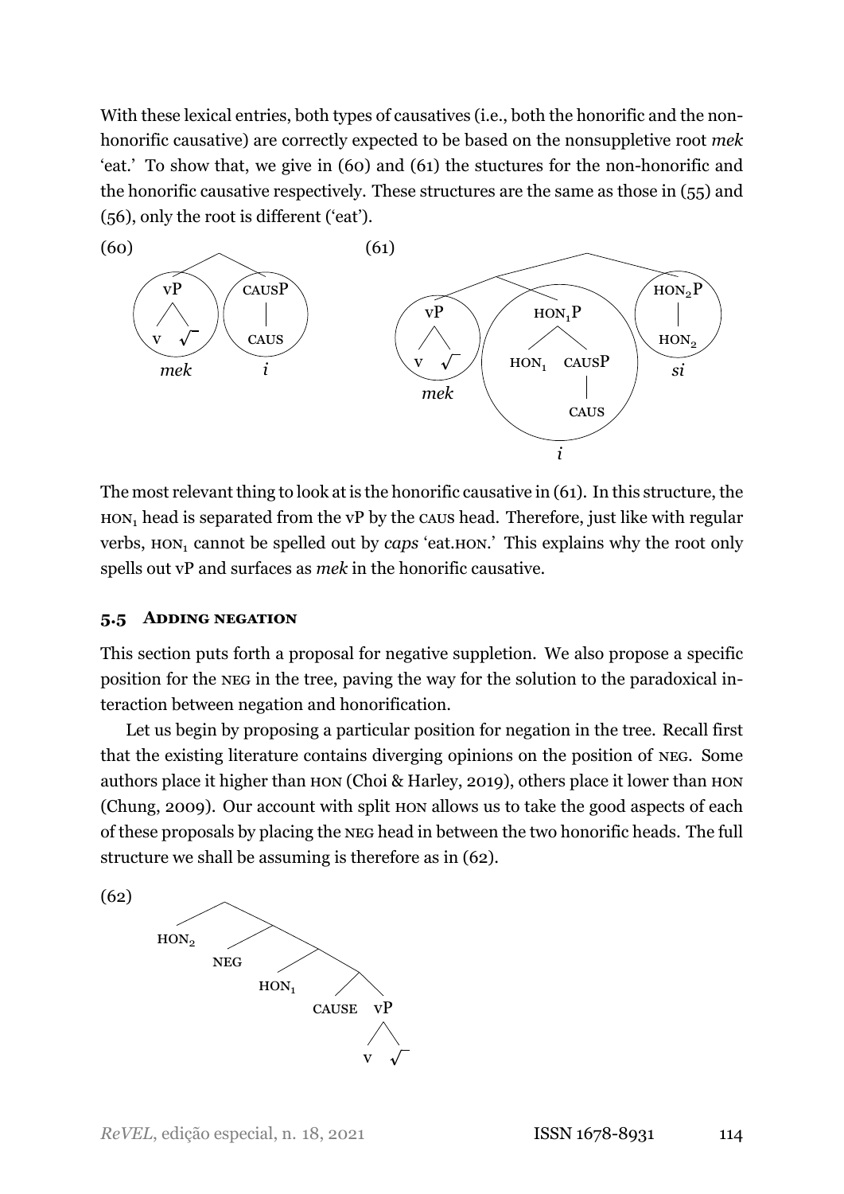With these lexical entries, both types of causatives (i.e., both the honorific and the non-honorific causative) are correctly expected to be based on the nonsuppletive root *mek* 'eat.' To show that, we give in (60) and (61) the stuctures for the non-honorific and the honorific causative respectively. These structures are the same as those in (55) and (56), only the root is different ('eat').

(60)

```
        /\
      vP   CAUSP
     /  \     |
    v    √   CAUS
    mek       i
```

(61)

```
              /\
            /\   HON2P
          vP  HON1P   |
         / \   /  \   HON2
        v  √ HON1 CAUSP  si
        mek        |
                 CAUS
                   i
```

The most relevant thing to look at is the honorific causative in (61). In this structure, the HON$_1$ head is separated from the vP by the CAUS head. Therefore, just like with regular verbs, HON$_1$ cannot be spelled out by *caps* 'eat.HON.' This explains why the root only spells out vP and surfaces as *mek* in the honorific causative.

### 5.5 Adding negation

This section puts forth a proposal for negative suppletion. We also propose a specific position for the NEG in the tree, paving the way for the solution to the paradoxical interaction between negation and honorification.

Let us begin by proposing a particular position for negation in the tree. Recall first that the existing literature contains diverging opinions on the position of NEG. Some authors place it higher than HON (Choi & Harley, 2019), others place it lower than HON (Chung, 2009). Our account with split HON allows us to take the good aspects of each of these proposals by placing the NEG head in between the two honorific heads. The full structure we shall be assuming is therefore as in (62).

(62)

```
      /\
   HON2  /\
      NEG  /\
        HON1  /\
          CAUSE  vP
                 / \
                v   √
```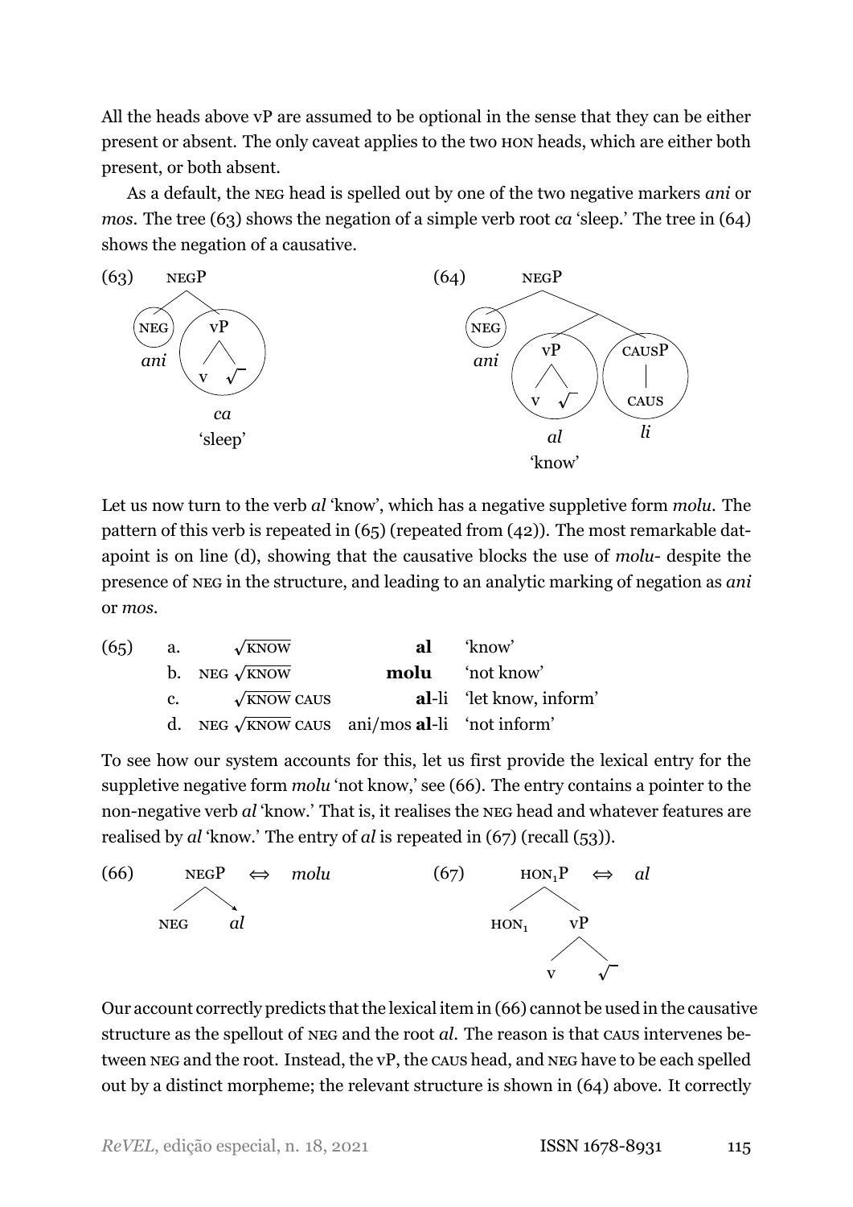All the heads above vP are assumed to be optional in the sense that they can be either present or absent. The only caveat applies to the two HON heads, which are either both present, or both absent.

As a default, the NEG head is spelled out by one of the two negative markers *ani* or *mos*. The tree (63) shows the negation of a simple verb root *ca* 'sleep.' The tree in (64) shows the negation of a causative.

(63) [NEGP [NEG *ani*] [vP v √ ] ] — vP spelled out as *ca* 'sleep'

(64) [NEGP [NEG *ani*] [ [vP v √ ] [CAUSP CAUS] ] ] — vP spelled out as *al* 'know'; CAUSP spelled out as *li*

Let us now turn to the verb *al* 'know', which has a negative suppletive form *molu*. The pattern of this verb is repeated in (65) (repeated from (42)). The most remarkable datapoint is on line (d), showing that the causative blocks the use of *molu*- despite the presence of NEG in the structure, and leading to an analytic marking of negation as *ani* or *mos*.

(65)
a. √KNOW — **al** 'know'
b. NEG √KNOW — **molu** 'not know'
c. √KNOW CAUS — **al**-li 'let know, inform'
d. NEG √KNOW CAUS — ani/mos **al**-li 'not inform'

To see how our system accounts for this, let us first provide the lexical entry for the suppletive negative form *molu* 'not know,' see (66). The entry contains a pointer to the non-negative verb *al* 'know.' That is, it realises the NEG head and whatever features are realised by *al* 'know.' The entry of *al* is repeated in (67) (recall (53)).

(66) [NEGP NEG → *al*] ⟺ *molu*

(67) [$\text{HON}_1$P $\text{HON}_1$ [vP v √ ]] ⟺ *al*

Our account correctly predicts that the lexical item in (66) cannot be used in the causative structure as the spellout of NEG and the root *al*. The reason is that CAUS intervenes between NEG and the root. Instead, the vP, the CAUS head, and NEG have to be each spelled out by a distinct morpheme; the relevant structure is shown in (64) above. It correctly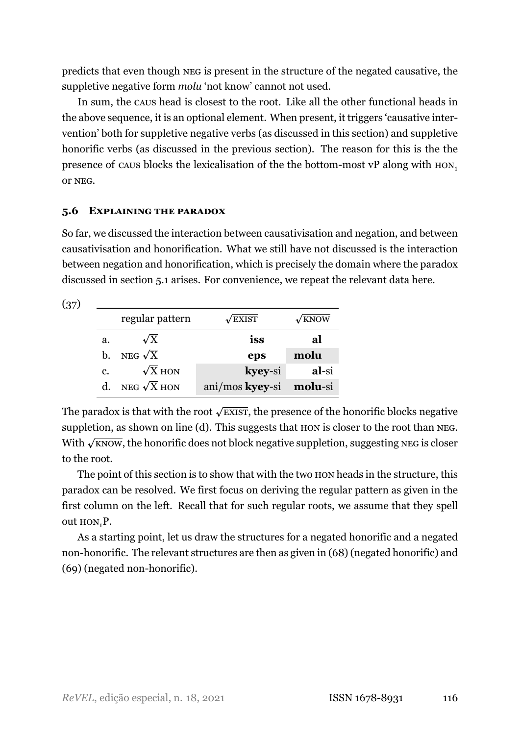predicts that even though NEG is present in the structure of the negated causative, the suppletive negative form *molu* 'not know' cannot not used.

In sum, the CAUS head is closest to the root. Like all the other functional heads in the above sequence, it is an optional element. When present, it triggers 'causative intervention' both for suppletive negative verbs (as discussed in this section) and suppletive honorific verbs (as discussed in the previous section). The reason for this is the the presence of CAUS blocks the lexicalisation of the the bottom-most vP along with $\text{HON}_1$ or NEG.

### 5.6 Explaining the paradox

So far, we discussed the interaction between causativisation and negation, and between causativisation and honorification. What we still have not discussed is the interaction between negation and honorification, which is precisely the domain where the paradox discussed in section 5.1 arises. For convenience, we repeat the relevant data here.

(37)

| | regular pattern | $\sqrt{\text{EXIST}}$ | $\sqrt{\text{KNOW}}$ |
|---|---|---|---|
| a. | $\sqrt{\text{X}}$ | **iss** | **al** |
| b. | NEG $\sqrt{\text{X}}$ | **eps** | **molu** |
| c. | $\sqrt{\text{X}}$ HON | **kyey**-si | **al**-si |
| d. | NEG $\sqrt{\text{X}}$ HON | ani/mos **kyey**-si | **molu**-si |

The paradox is that with the root $\sqrt{\text{EXIST}}$, the presence of the honorific blocks negative suppletion, as shown on line (d). This suggests that HON is closer to the root than NEG. With $\sqrt{\text{KNOW}}$, the honorific does not block negative suppletion, suggesting NEG is closer to the root.

The point of this section is to show that with the two HON heads in the structure, this paradox can be resolved. We first focus on deriving the regular pattern as given in the first column on the left. Recall that for such regular roots, we assume that they spell out $\text{HON}_1$P.

As a starting point, let us draw the structures for a negated honorific and a negated non-honorific. The relevant structures are then as given in (68) (negated honorific) and (69) (negated non-honorific).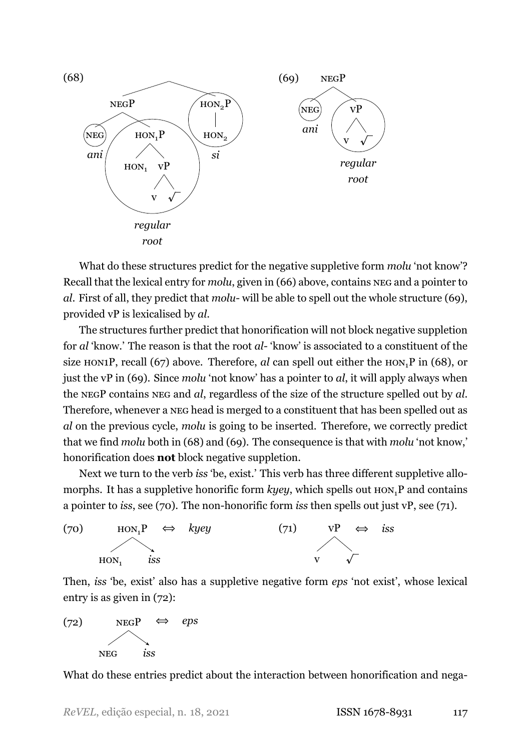(68) [NEGP [NEG *ani*] [HON$_1$P HON$_1$ [vP v √]]] [HON$_2$P HON$_2$ *si*] — circled HON$_1$P: *regular root*

(69) [NEGP [NEG *ani*] [vP v √]] — circled vP: *regular root*

What do these structures predict for the negative suppletive form *molu* 'not know'? Recall that the lexical entry for *molu*, given in (66) above, contains NEG and a pointer to *al*. First of all, they predict that *molu-* will be able to spell out the whole structure (69), provided vP is lexicalised by *al*.

The structures further predict that honorification will not block negative suppletion for *al* 'know.' The reason is that the root *al-* 'know' is associated to a constituent of the size HON1P, recall (67) above. Therefore, *al* can spell out either the HON$_1$P in (68), or just the vP in (69). Since *molu* 'not know' has a pointer to *al*, it will apply always when the NEGP contains NEG and *al*, regardless of the size of the structure spelled out by *al*. Therefore, whenever a NEG head is merged to a constituent that has been spelled out as *al* on the previous cycle, *molu* is going to be inserted. Therefore, we correctly predict that we find *molu* both in (68) and (69). The consequence is that with *molu* 'not know,' honorification does **not** block negative suppletion.

Next we turn to the verb *iss* 'be, exist.' This verb has three different suppletive allomorphs. It has a suppletive honorific form *kyey*, which spells out HON$_1$P and contains a pointer to *iss*, see (70). The non-honorific form *iss* then spells out just vP, see (71).

(70) [HON$_1$P HON$_1$ → *iss*] ⇔ *kyey*

(71) [vP v √] ⇔ *iss*

Then, *iss* 'be, exist' also has a suppletive negative form *eps* 'not exist', whose lexical entry is as given in (72):

(72) [NEGP NEG → *iss*] ⇔ *eps*

What do these entries predict about the interaction between honorification and nega-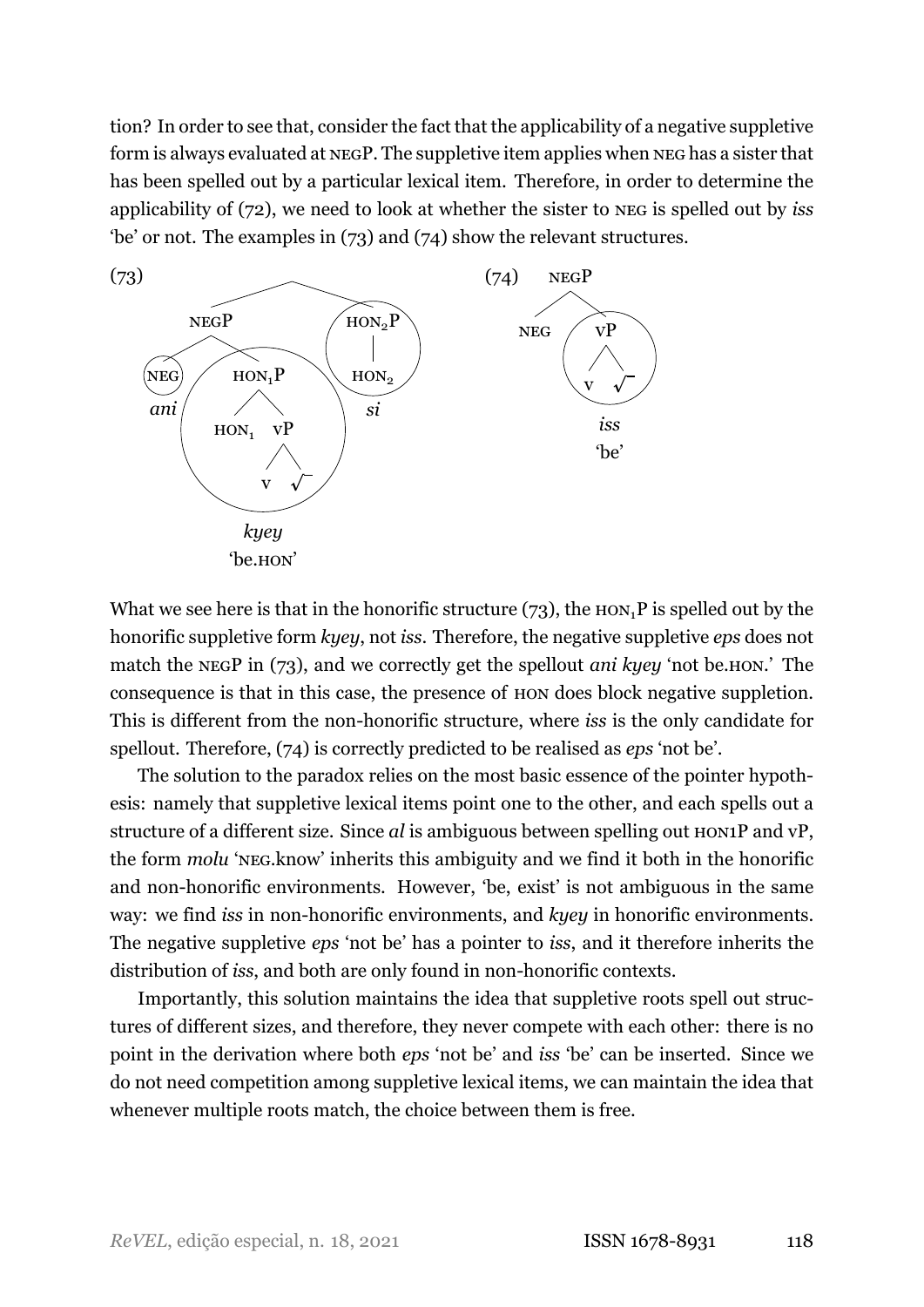tion? In order to see that, consider the fact that the applicability of a negative suppletive form is always evaluated at NEGP. The suppletive item applies when NEG has a sister that has been spelled out by a particular lexical item. Therefore, in order to determine the applicability of (72), we need to look at whether the sister to NEG is spelled out by *iss* 'be' or not. The examples in (73) and (74) show the relevant structures.

(73) [[NEG *ani*] [$HON_1P$ $HON_1$ [vP v √]] *kyey* 'be.HON'] [$HON_2P$ $HON_2$ *si*]

(74) [NEGP NEG [vP v √] *iss* 'be']

What we see here is that in the honorific structure (73), the $HON_1P$ is spelled out by the honorific suppletive form *kyey*, not *iss*. Therefore, the negative suppletive *eps* does not match the NEGP in (73), and we correctly get the spellout *ani kyey* 'not be.HON.' The consequence is that in this case, the presence of HON does block negative suppletion. This is different from the non-honorific structure, where *iss* is the only candidate for spellout. Therefore, (74) is correctly predicted to be realised as *eps* 'not be'.

The solution to the paradox relies on the most basic essence of the pointer hypothesis: namely that suppletive lexical items point one to the other, and each spells out a structure of a different size. Since *al* is ambiguous between spelling out HON1P and vP, the form *molu* 'NEG.know' inherits this ambiguity and we find it both in the honorific and non-honorific environments. However, 'be, exist' is not ambiguous in the same way: we find *iss* in non-honorific environments, and *kyey* in honorific environments. The negative suppletive *eps* 'not be' has a pointer to *iss*, and it therefore inherits the distribution of *iss*, and both are only found in non-honorific contexts.

Importantly, this solution maintains the idea that suppletive roots spell out structures of different sizes, and therefore, they never compete with each other: there is no point in the derivation where both *eps* 'not be' and *iss* 'be' can be inserted. Since we do not need competition among suppletive lexical items, we can maintain the idea that whenever multiple roots match, the choice between them is free.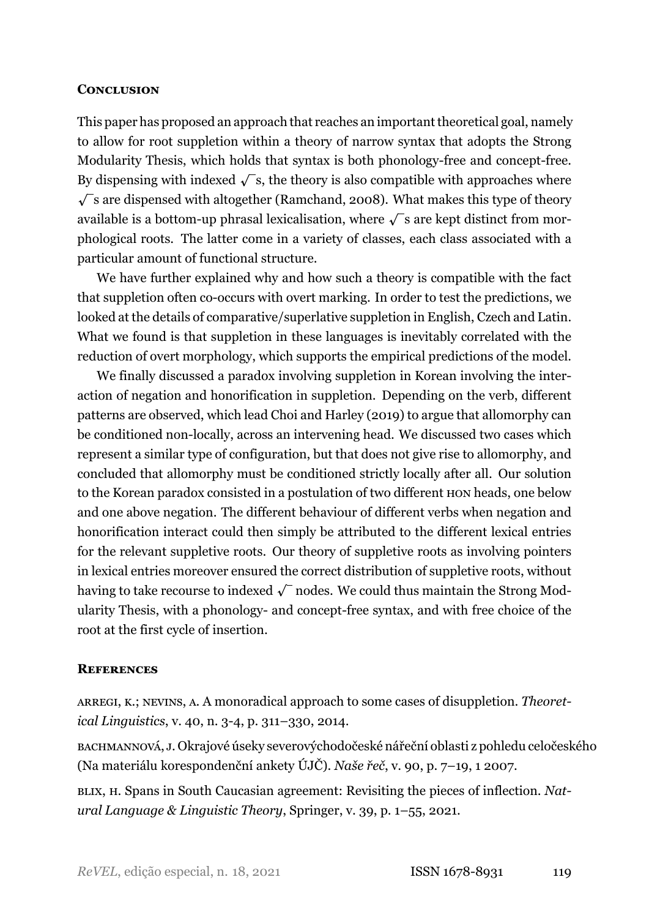## Conclusion

This paper has proposed an approach that reaches an important theoretical goal, namely to allow for root suppletion within a theory of narrow syntax that adopts the Strong Modularity Thesis, which holds that syntax is both phonology-free and concept-free. By dispensing with indexed $\sqrt{\ }$s, the theory is also compatible with approaches where $\sqrt{\ }$s are dispensed with altogether (Ramchand, 2008). What makes this type of theory available is a bottom-up phrasal lexicalisation, where $\sqrt{\ }$s are kept distinct from morphological roots. The latter come in a variety of classes, each class associated with a particular amount of functional structure.

We have further explained why and how such a theory is compatible with the fact that suppletion often co-occurs with overt marking. In order to test the predictions, we looked at the details of comparative/superlative suppletion in English, Czech and Latin. What we found is that suppletion in these languages is inevitably correlated with the reduction of overt morphology, which supports the empirical predictions of the model.

We finally discussed a paradox involving suppletion in Korean involving the interaction of negation and honorification in suppletion. Depending on the verb, different patterns are observed, which lead Choi and Harley (2019) to argue that allomorphy can be conditioned non-locally, across an intervening head. We discussed two cases which represent a similar type of configuration, but that does not give rise to allomorphy, and concluded that allomorphy must be conditioned strictly locally after all. Our solution to the Korean paradox consisted in a postulation of two different HON heads, one below and one above negation. The different behaviour of different verbs when negation and honorification interact could then simply be attributed to the different lexical entries for the relevant suppletive roots. Our theory of suppletive roots as involving pointers in lexical entries moreover ensured the correct distribution of suppletive roots, without having to take recourse to indexed $\sqrt{\ }$ nodes. We could thus maintain the Strong Modularity Thesis, with a phonology- and concept-free syntax, and with free choice of the root at the first cycle of insertion.

## References

ARREGI, K.; NEVINS, A. A monoradical approach to some cases of disuppletion. *Theoretical Linguistics*, v. 40, n. 3-4, p. 311–330, 2014.

BACHMANNOVÁ, J. Okrajové úseky severovýchodočeské nářeční oblasti z pohledu celočeského (Na materiálu korespondenční ankety ÚJČ). *Naše řeč*, v. 90, p. 7–19, 1 2007.

BLIX, H. Spans in South Caucasian agreement: Revisiting the pieces of inflection. *Natural Language & Linguistic Theory*, Springer, v. 39, p. 1–55, 2021.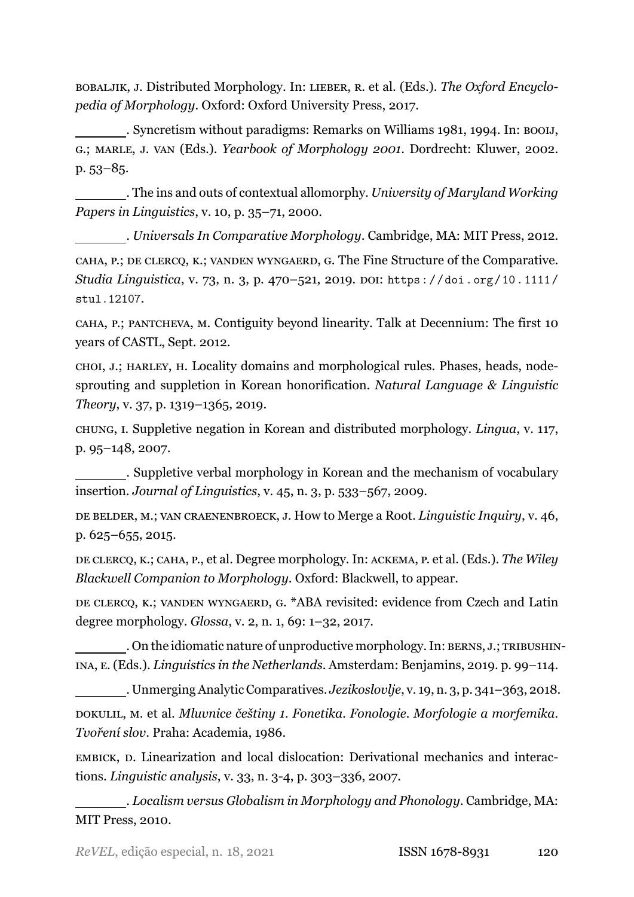BOBALJIK, J. Distributed Morphology. In: LIEBER, R. et al. (Eds.). *The Oxford Encyclopedia of Morphology*. Oxford: Oxford University Press, 2017.

\_\_\_\_\_\_\_. Syncretism without paradigms: Remarks on Williams 1981, 1994. In: BOOIJ, G.; MARLE, J. VAN (Eds.). *Yearbook of Morphology 2001*. Dordrecht: Kluwer, 2002. p. 53–85.

\_\_\_\_\_\_\_. The ins and outs of contextual allomorphy. *University of Maryland Working Papers in Linguistics*, v. 10, p. 35–71, 2000.

\_\_\_\_\_\_\_. *Universals In Comparative Morphology*. Cambridge, MA: MIT Press, 2012.

CAHA, P.; DE CLERCQ, K.; VANDEN WYNGAERD, G. The Fine Structure of the Comparative. *Studia Linguistica*, v. 73, n. 3, p. 470–521, 2019. DOI: https://doi.org/10.1111/stul.12107.

CAHA, P.; PANTCHEVA, M. Contiguity beyond linearity. Talk at Decennium: The first 10 years of CASTL, Sept. 2012.

CHOI, J.; HARLEY, H. Locality domains and morphological rules. Phases, heads, node-sprouting and suppletion in Korean honorification. *Natural Language & Linguistic Theory*, v. 37, p. 1319–1365, 2019.

CHUNG, I. Suppletive negation in Korean and distributed morphology. *Lingua*, v. 117, p. 95–148, 2007.

\_\_\_\_\_\_\_. Suppletive verbal morphology in Korean and the mechanism of vocabulary insertion. *Journal of Linguistics*, v. 45, n. 3, p. 533–567, 2009.

DE BELDER, M.; VAN CRAENENBROECK, J. How to Merge a Root. *Linguistic Inquiry*, v. 46, p. 625–655, 2015.

DE CLERCQ, K.; CAHA, P., et al. Degree morphology. In: ACKEMA, P. et al. (Eds.). *The Wiley Blackwell Companion to Morphology*. Oxford: Blackwell, to appear.

DE CLERCQ, K.; VANDEN WYNGAERD, G. *ABA revisited: evidence from Czech and Latin degree morphology. *Glossa*, v. 2, n. 1, 69: 1–32, 2017.

\_\_\_\_\_\_\_. On the idiomatic nature of unproductive morphology. In: BERNS, J.; TRIBUSHININA, E. (Eds.). *Linguistics in the Netherlands*. Amsterdam: Benjamins, 2019. p. 99–114.

\_\_\_\_\_\_\_. Unmerging Analytic Comparatives. *Jezikoslovlje*, v. 19, n. 3, p. 341–363, 2018.

DOKULIL, M. et al. *Mluvnice češtiny 1. Fonetika. Fonologie. Morfologie a morfemika. Tvoření slov*. Praha: Academia, 1986.

EMBICK, D. Linearization and local dislocation: Derivational mechanics and interactions. *Linguistic analysis*, v. 33, n. 3-4, p. 303–336, 2007.

\_\_\_\_\_\_\_. *Localism versus Globalism in Morphology and Phonology*. Cambridge, MA: MIT Press, 2010.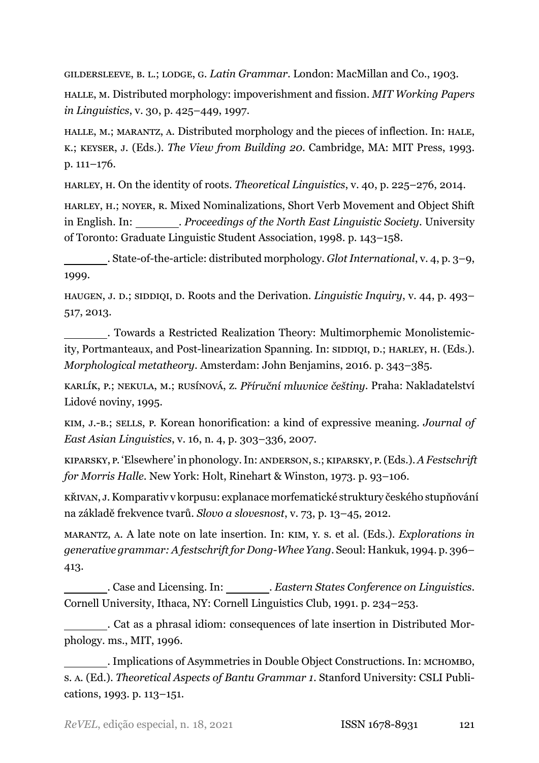GILDERSLEEVE, B. L.; LODGE, G. *Latin Grammar*. London: MacMillan and Co., 1903.

HALLE, M. Distributed morphology: impoverishment and fission. *MIT Working Papers in Linguistics*, v. 30, p. 425–449, 1997.

HALLE, M.; MARANTZ, A. Distributed morphology and the pieces of inflection. In: HALE, K.; KEYSER, J. (Eds.). *The View from Building 20*. Cambridge, MA: MIT Press, 1993. p. 111–176.

HARLEY, H. On the identity of roots. *Theoretical Linguistics*, v. 40, p. 225–276, 2014.

HARLEY, H.; NOYER, R. Mixed Nominalizations, Short Verb Movement and Object Shift in English. In: \_\_\_\_\_\_. *Proceedings of the North East Linguistic Society*. University of Toronto: Graduate Linguistic Student Association, 1998. p. 143–158.

\_\_\_\_\_\_. State-of-the-article: distributed morphology. *Glot International*, v. 4, p. 3–9, 1999.

HAUGEN, J. D.; SIDDIQI, D. Roots and the Derivation. *Linguistic Inquiry*, v. 44, p. 493–517, 2013.

\_\_\_\_\_\_. Towards a Restricted Realization Theory: Multimorphemic Monolistemicity, Portmanteaux, and Post-linearization Spanning. In: SIDDIQI, D.; HARLEY, H. (Eds.). *Morphological metatheory*. Amsterdam: John Benjamins, 2016. p. 343–385.

KARLÍK, P.; NEKULA, M.; RUSÍNOVÁ, Z. *Příruční mluvnice češtiny*. Praha: Nakladatelství Lidové noviny, 1995.

KIM, J.-B.; SELLS, P. Korean honorification: a kind of expressive meaning. *Journal of East Asian Linguistics*, v. 16, n. 4, p. 303–336, 2007.

KIPARSKY, P. 'Elsewhere' in phonology. In: ANDERSON, S.; KIPARSKY, P. (Eds.). *A Festschrift for Morris Halle*. New York: Holt, Rinehart & Winston, 1973. p. 93–106.

KŘIVAN, J. Komparativ v korpusu: explanace morfematické struktury českého stupňování na základě frekvence tvarů. *Slovo a slovesnost*, v. 73, p. 13–45, 2012.

MARANTZ, A. A late note on late insertion. In: KIM, Y. S. et al. (Eds.). *Explorations in generative grammar: A festschrift for Dong-Whee Yang*. Seoul: Hankuk, 1994. p. 396–413.

\_\_\_\_\_\_. Case and Licensing. In: \_\_\_\_\_\_. *Eastern States Conference on Linguistics*. Cornell University, Ithaca, NY: Cornell Linguistics Club, 1991. p. 234–253.

\_\_\_\_\_\_. Cat as a phrasal idiom: consequences of late insertion in Distributed Morphology. ms., MIT, 1996.

\_\_\_\_\_\_. Implications of Asymmetries in Double Object Constructions. In: MCHOMBO, S. A. (Ed.). *Theoretical Aspects of Bantu Grammar 1*. Stanford University: CSLI Publications, 1993. p. 113–151.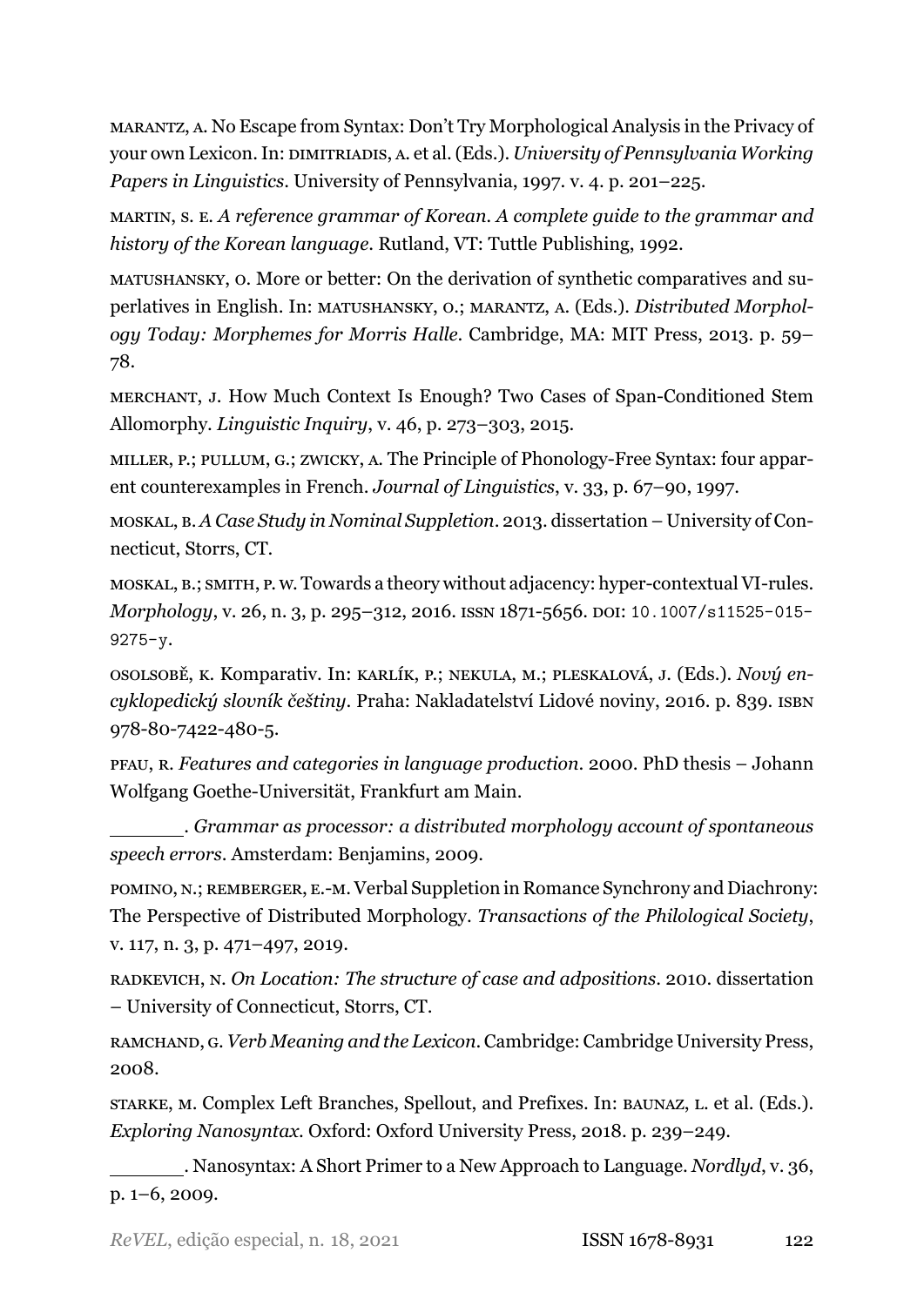MARANTZ, A. No Escape from Syntax: Don't Try Morphological Analysis in the Privacy of your own Lexicon. In: DIMITRIADIS, A. et al. (Eds.). *University of Pennsylvania Working Papers in Linguistics*. University of Pennsylvania, 1997. v. 4. p. 201–225.

MARTIN, S. E. *A reference grammar of Korean. A complete guide to the grammar and history of the Korean language*. Rutland, VT: Tuttle Publishing, 1992.

MATUSHANSKY, O. More or better: On the derivation of synthetic comparatives and superlatives in English. In: MATUSHANSKY, O.; MARANTZ, A. (Eds.). *Distributed Morphology Today: Morphemes for Morris Halle*. Cambridge, MA: MIT Press, 2013. p. 59–78.

MERCHANT, J. How Much Context Is Enough? Two Cases of Span-Conditioned Stem Allomorphy. *Linguistic Inquiry*, v. 46, p. 273–303, 2015.

MILLER, P.; PULLUM, G.; ZWICKY, A. The Principle of Phonology-Free Syntax: four apparent counterexamples in French. *Journal of Linguistics*, v. 33, p. 67–90, 1997.

MOSKAL, B. *A Case Study in Nominal Suppletion*. 2013. dissertation – University of Connecticut, Storrs, CT.

MOSKAL, B.; SMITH, P. W. Towards a theory without adjacency: hyper-contextual VI-rules. *Morphology*, v. 26, n. 3, p. 295–312, 2016. ISSN 1871-5656. DOI: 10.1007/s11525-015-9275-y.

OSOLSOBĚ, K. Komparativ. In: KARLÍK, P.; NEKULA, M.; PLESKALOVÁ, J. (Eds.). *Nový encyklopedický slovník češtiny*. Praha: Nakladatelství Lidové noviny, 2016. p. 839. ISBN 978-80-7422-480-5.

PFAU, R. *Features and categories in language production*. 2000. PhD thesis – Johann Wolfgang Goethe-Universität, Frankfurt am Main.

\_\_\_\_\_\_\_. *Grammar as processor: a distributed morphology account of spontaneous speech errors*. Amsterdam: Benjamins, 2009.

POMINO, N.; REMBERGER, E.-M. Verbal Suppletion in Romance Synchrony and Diachrony: The Perspective of Distributed Morphology. *Transactions of the Philological Society*, v. 117, n. 3, p. 471–497, 2019.

RADKEVICH, N. *On Location: The structure of case and adpositions*. 2010. dissertation – University of Connecticut, Storrs, CT.

RAMCHAND, G. *Verb Meaning and the Lexicon*. Cambridge: Cambridge University Press, 2008.

STARKE, M. Complex Left Branches, Spellout, and Prefixes. In: BAUNAZ, L. et al. (Eds.). *Exploring Nanosyntax*. Oxford: Oxford University Press, 2018. p. 239–249.

\_\_\_\_\_\_\_. Nanosyntax: A Short Primer to a New Approach to Language. *Nordlyd*, v. 36, p. 1–6, 2009.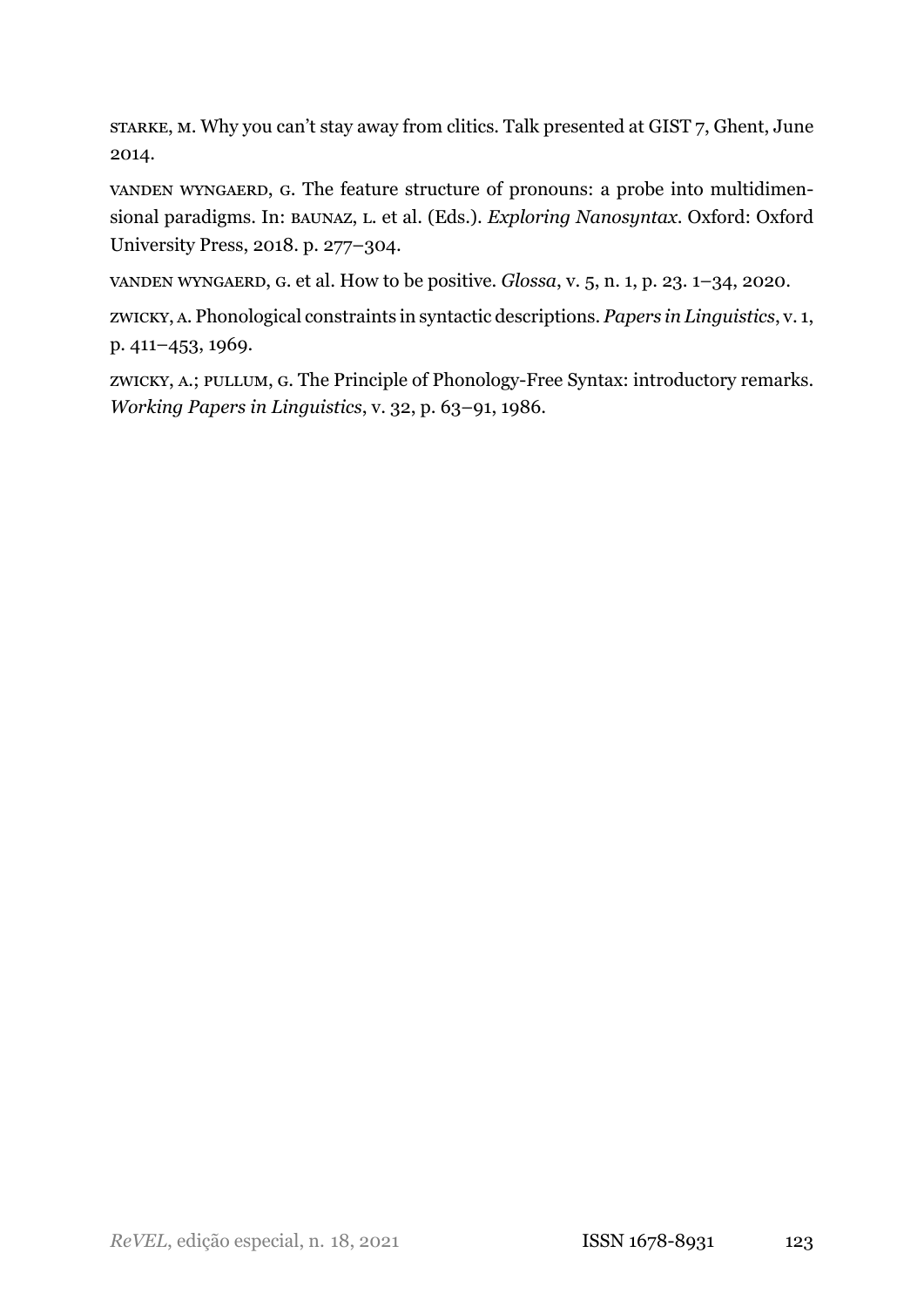STARKE, M. Why you can't stay away from clitics. Talk presented at GIST 7, Ghent, June 2014.

VANDEN WYNGAERD, G. The feature structure of pronouns: a probe into multidimensional paradigms. In: BAUNAZ, L. et al. (Eds.). *Exploring Nanosyntax*. Oxford: Oxford University Press, 2018. p. 277–304.

VANDEN WYNGAERD, G. et al. How to be positive. *Glossa*, v. 5, n. 1, p. 23. 1–34, 2020.

ZWICKY, A. Phonological constraints in syntactic descriptions. *Papers in Linguistics*, v. 1, p. 411–453, 1969.

ZWICKY, A.; PULLUM, G. The Principle of Phonology-Free Syntax: introductory remarks. *Working Papers in Linguistics*, v. 32, p. 63–91, 1986.